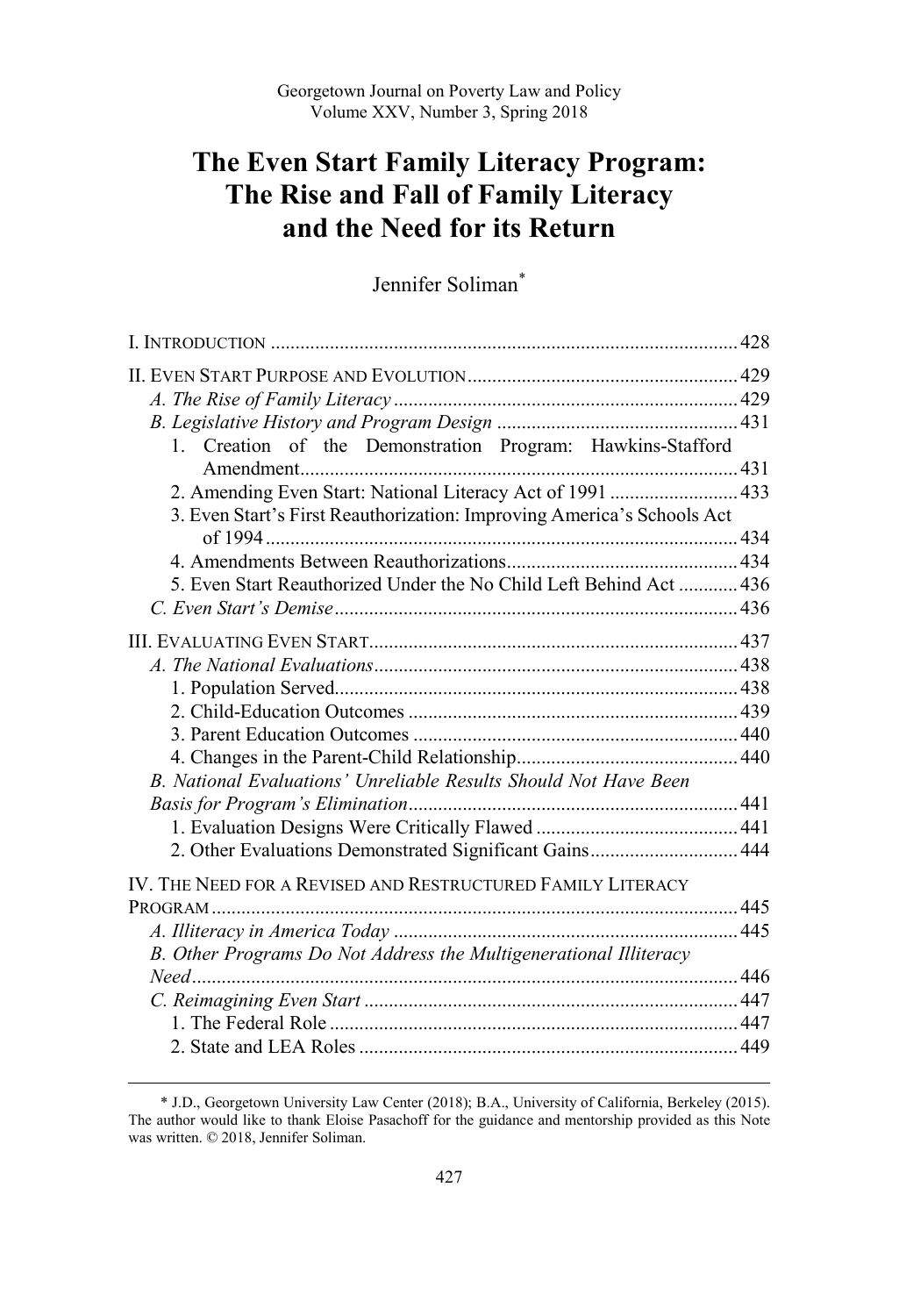Georgetown Journal on Poverty Law and Policy
Volume XXV, Number 3, Spring 2018

# The Even Start Family Literacy Program: The Rise and Fall of Family Literacy and the Need for its Return

Jennifer Soliman*

I. INTRODUCTION .......... 428

II. EVEN START PURPOSE AND EVOLUTION .......... 429

*A. The Rise of Family Literacy* .......... 429

*B. Legislative History and Program Design* .......... 431

1. Creation of the Demonstration Program: Hawkins-Stafford Amendment .......... 431
2. Amending Even Start: National Literacy Act of 1991 .......... 433
3. Even Start's First Reauthorization: Improving America's Schools Act of 1994 .......... 434
4. Amendments Between Reauthorizations .......... 434
5. Even Start Reauthorized Under the No Child Left Behind Act .......... 436

*C. Even Start's Demise* .......... 436

III. EVALUATING EVEN START .......... 437

*A. The National Evaluations* .......... 438

1. Population Served .......... 438
2. Child-Education Outcomes .......... 439
3. Parent Education Outcomes .......... 440
4. Changes in the Parent-Child Relationship .......... 440

*B. National Evaluations' Unreliable Results Should Not Have Been Basis for Program's Elimination* .......... 441

1. Evaluation Designs Were Critically Flawed .......... 441
2. Other Evaluations Demonstrated Significant Gains .......... 444

IV. THE NEED FOR A REVISED AND RESTRUCTURED FAMILY LITERACY PROGRAM .......... 445

*A. Illiteracy in America Today* .......... 445

*B. Other Programs Do Not Address the Multigenerational Illiteracy Need* .......... 446

*C. Reimagining Even Start* .......... 447

1. The Federal Role .......... 447
2. State and LEA Roles .......... 449

---

\* J.D., Georgetown University Law Center (2018); B.A., University of California, Berkeley (2015). The author would like to thank Eloise Pasachoff for the guidance and mentorship provided as this Note was written. © 2018, Jennifer Soliman.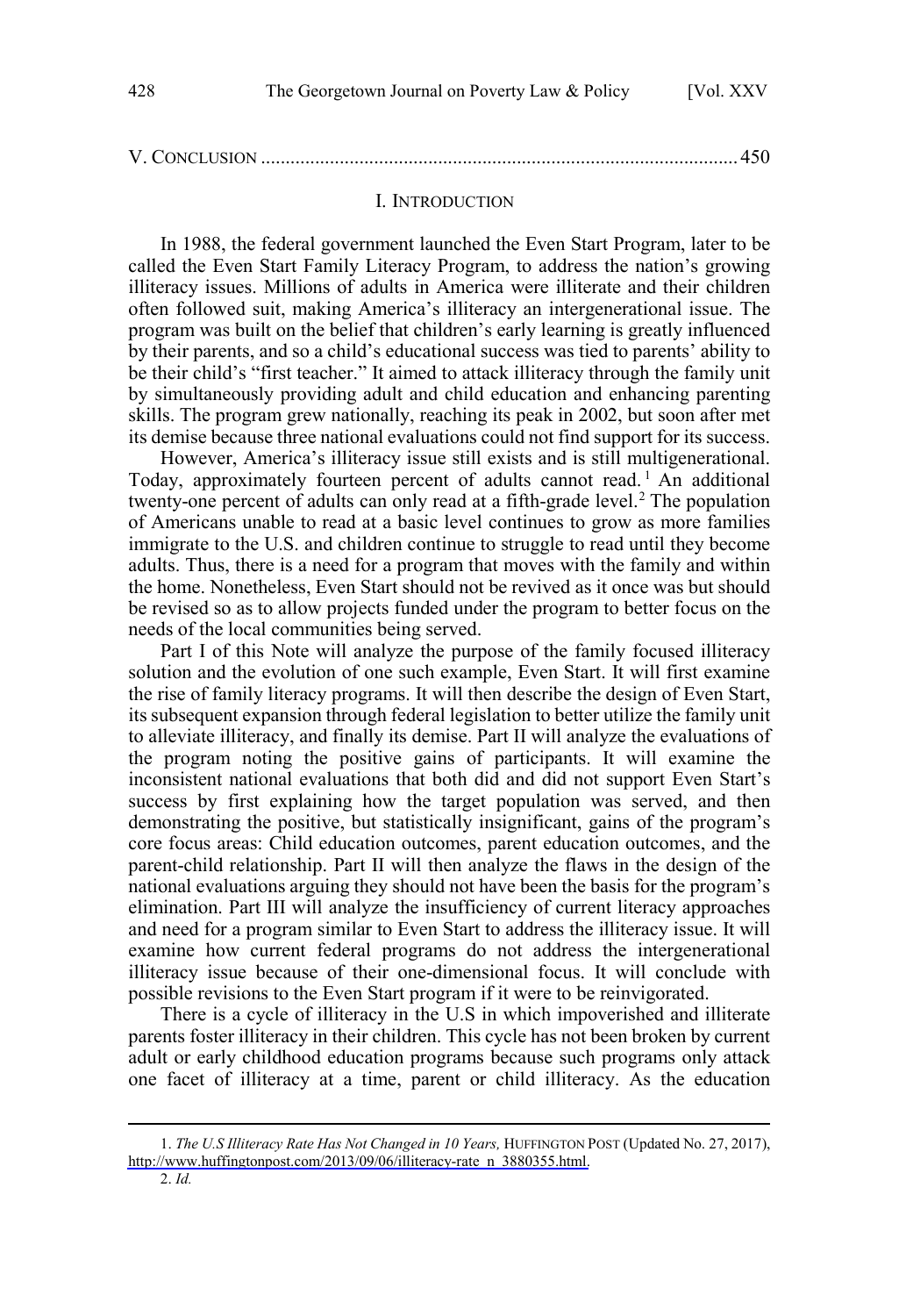V. CONCLUSION ............................................................................................... 450

## I. INTRODUCTION

In 1988, the federal government launched the Even Start Program, later to be called the Even Start Family Literacy Program, to address the nation's growing illiteracy issues. Millions of adults in America were illiterate and their children often followed suit, making America's illiteracy an intergenerational issue. The program was built on the belief that children's early learning is greatly influenced by their parents, and so a child's educational success was tied to parents' ability to be their child's "first teacher." It aimed to attack illiteracy through the family unit by simultaneously providing adult and child education and enhancing parenting skills. The program grew nationally, reaching its peak in 2002, but soon after met its demise because three national evaluations could not find support for its success.

However, America's illiteracy issue still exists and is still multigenerational. Today, approximately fourteen percent of adults cannot read.[1] An additional twenty-one percent of adults can only read at a fifth-grade level.[2] The population of Americans unable to read at a basic level continues to grow as more families immigrate to the U.S. and children continue to struggle to read until they become adults. Thus, there is a need for a program that moves with the family and within the home. Nonetheless, Even Start should not be revived as it once was but should be revised so as to allow projects funded under the program to better focus on the needs of the local communities being served.

Part I of this Note will analyze the purpose of the family focused illiteracy solution and the evolution of one such example, Even Start. It will first examine the rise of family literacy programs. It will then describe the design of Even Start, its subsequent expansion through federal legislation to better utilize the family unit to alleviate illiteracy, and finally its demise. Part II will analyze the evaluations of the program noting the positive gains of participants. It will examine the inconsistent national evaluations that both did and did not support Even Start's success by first explaining how the target population was served, and then demonstrating the positive, but statistically insignificant, gains of the program's core focus areas: Child education outcomes, parent education outcomes, and the parent-child relationship. Part II will then analyze the flaws in the design of the national evaluations arguing they should not have been the basis for the program's elimination. Part III will analyze the insufficiency of current literacy approaches and need for a program similar to Even Start to address the illiteracy issue. It will examine how current federal programs do not address the intergenerational illiteracy issue because of their one-dimensional focus. It will conclude with possible revisions to the Even Start program if it were to be reinvigorated.

There is a cycle of illiteracy in the U.S in which impoverished and illiterate parents foster illiteracy in their children. This cycle has not been broken by current adult or early childhood education programs because such programs only attack one facet of illiteracy at a time, parent or child illiteracy. As the education

---

1. *The U.S Illiteracy Rate Has Not Changed in 10 Years,* HUFFINGTON POST (Updated No. 27, 2017), http://www.huffingtonpost.com/2013/09/06/illiteracy-rate_n_3880355.html.

2. *Id.*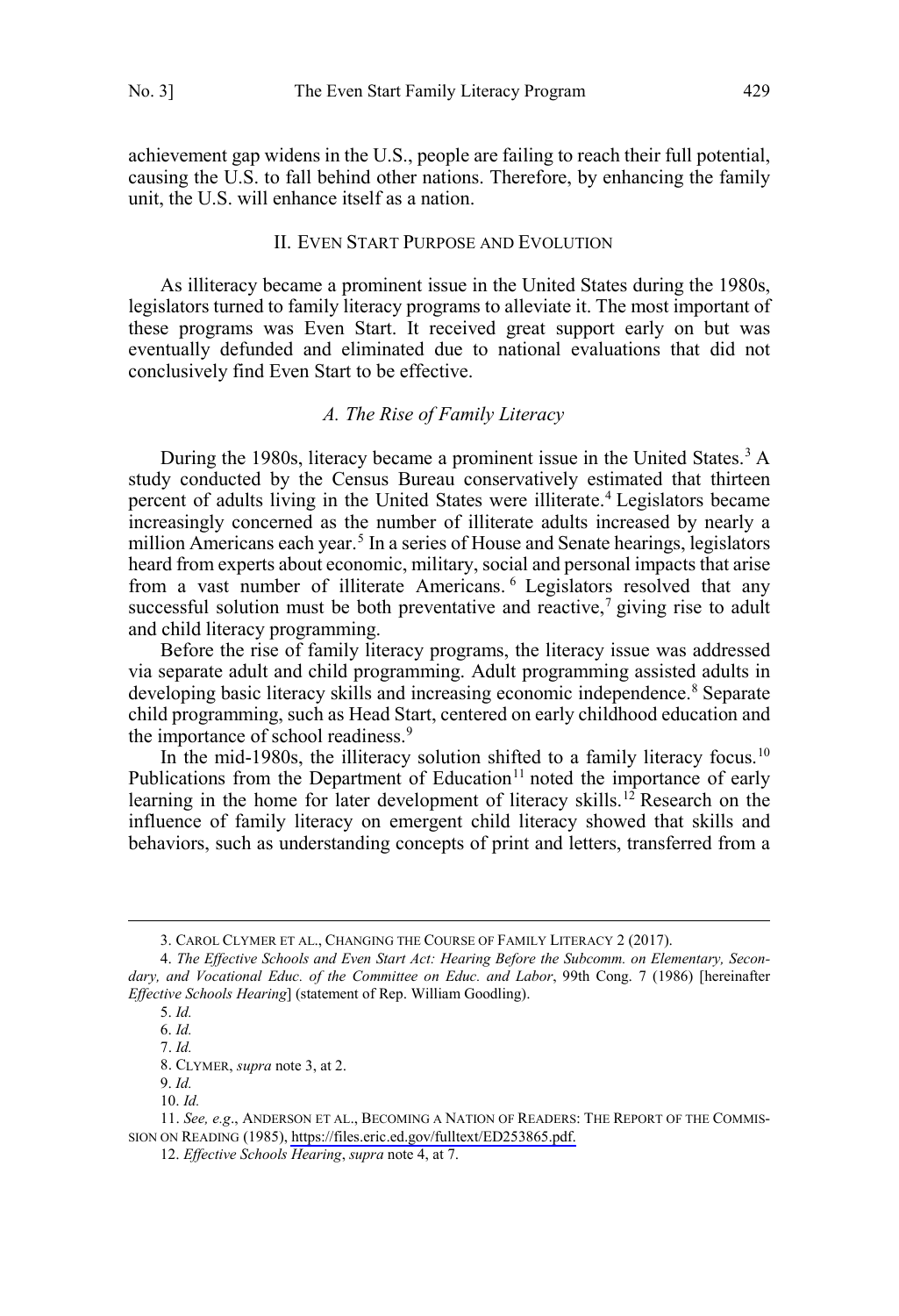achievement gap widens in the U.S., people are failing to reach their full potential, causing the U.S. to fall behind other nations. Therefore, by enhancing the family unit, the U.S. will enhance itself as a nation.

## II. Even Start Purpose and Evolution

As illiteracy became a prominent issue in the United States during the 1980s, legislators turned to family literacy programs to alleviate it. The most important of these programs was Even Start. It received great support early on but was eventually defunded and eliminated due to national evaluations that did not conclusively find Even Start to be effective.

### *A. The Rise of Family Literacy*

During the 1980s, literacy became a prominent issue in the United States.[3] A study conducted by the Census Bureau conservatively estimated that thirteen percent of adults living in the United States were illiterate.[4] Legislators became increasingly concerned as the number of illiterate adults increased by nearly a million Americans each year.[5] In a series of House and Senate hearings, legislators heard from experts about economic, military, social and personal impacts that arise from a vast number of illiterate Americans.[6] Legislators resolved that any successful solution must be both preventative and reactive,[7] giving rise to adult and child literacy programming.

Before the rise of family literacy programs, the literacy issue was addressed via separate adult and child programming. Adult programming assisted adults in developing basic literacy skills and increasing economic independence.[8] Separate child programming, such as Head Start, centered on early childhood education and the importance of school readiness.[9]

In the mid-1980s, the illiteracy solution shifted to a family literacy focus.[10] Publications from the Department of Education[11] noted the importance of early learning in the home for later development of literacy skills.[12] Research on the influence of family literacy on emergent child literacy showed that skills and behaviors, such as understanding concepts of print and letters, transferred from a

---

3. Carol Clymer et al., Changing the Course of Family Literacy 2 (2017).

4. *The Effective Schools and Even Start Act: Hearing Before the Subcomm. on Elementary, Secondary, and Vocational Educ. of the Committee on Educ. and Labor*, 99th Cong. 7 (1986) [hereinafter *Effective Schools Hearing*] (statement of Rep. William Goodling).

5. *Id.*

6. *Id.*

7. *Id.*

8. Clymer, *supra* note 3, at 2.

9. *Id.*

10. *Id.*

11. *See, e.g*., Anderson et al., Becoming a Nation of Readers: The Report of the Commission on Reading (1985), https://files.eric.ed.gov/fulltext/ED253865.pdf.

12. *Effective Schools Hearing*, *supra* note 4, at 7.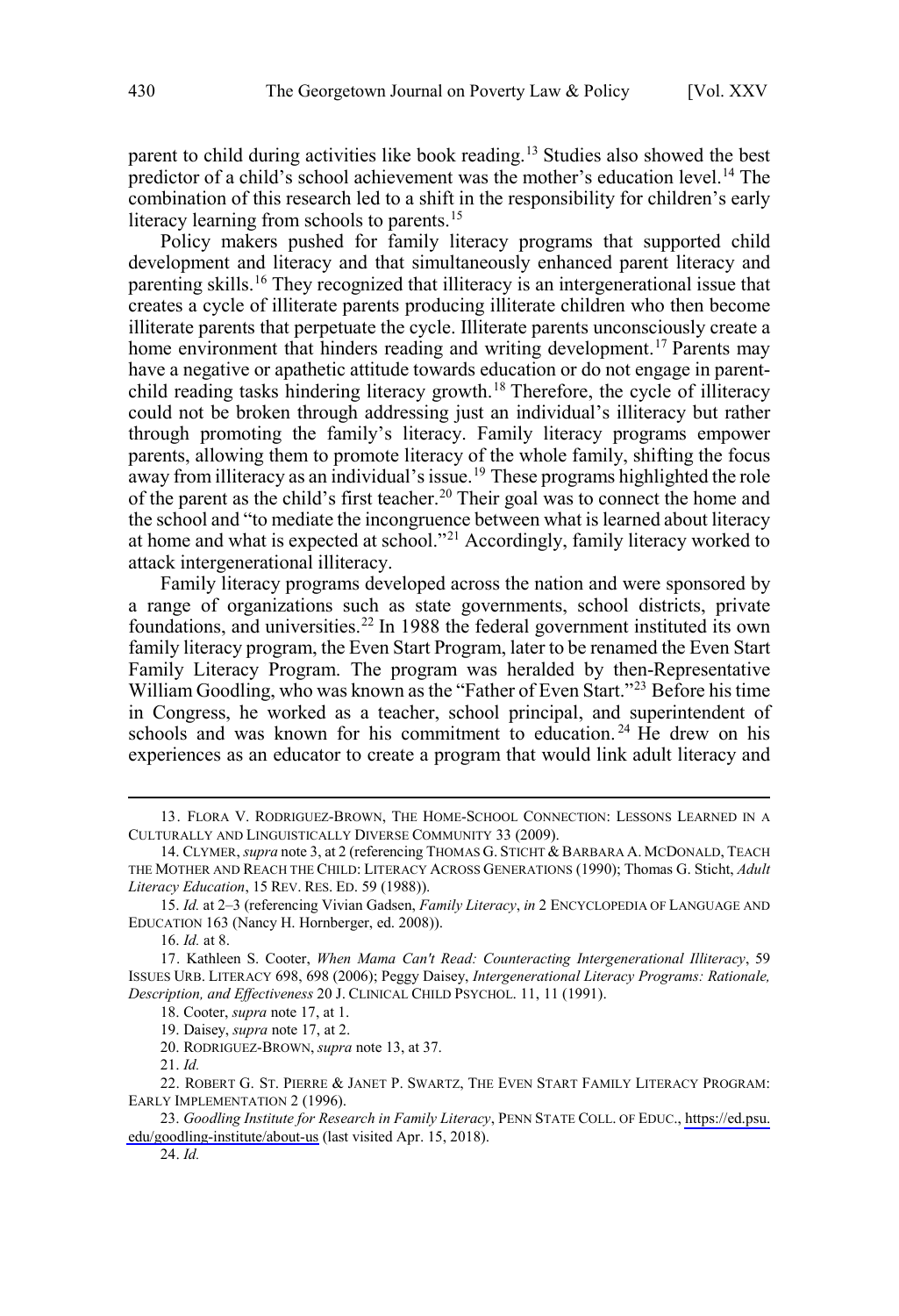parent to child during activities like book reading.[13] Studies also showed the best predictor of a child's school achievement was the mother's education level.[14] The combination of this research led to a shift in the responsibility for children's early literacy learning from schools to parents.[15]

Policy makers pushed for family literacy programs that supported child development and literacy and that simultaneously enhanced parent literacy and parenting skills.[16] They recognized that illiteracy is an intergenerational issue that creates a cycle of illiterate parents producing illiterate children who then become illiterate parents that perpetuate the cycle. Illiterate parents unconsciously create a home environment that hinders reading and writing development.[17] Parents may have a negative or apathetic attitude towards education or do not engage in parent-child reading tasks hindering literacy growth.[18] Therefore, the cycle of illiteracy could not be broken through addressing just an individual's illiteracy but rather through promoting the family's literacy. Family literacy programs empower parents, allowing them to promote literacy of the whole family, shifting the focus away from illiteracy as an individual's issue.[19] These programs highlighted the role of the parent as the child's first teacher.[20] Their goal was to connect the home and the school and "to mediate the incongruence between what is learned about literacy at home and what is expected at school."[21] Accordingly, family literacy worked to attack intergenerational illiteracy.

Family literacy programs developed across the nation and were sponsored by a range of organizations such as state governments, school districts, private foundations, and universities.[22] In 1988 the federal government instituted its own family literacy program, the Even Start Program, later to be renamed the Even Start Family Literacy Program. The program was heralded by then-Representative William Goodling, who was known as the "Father of Even Start."[23] Before his time in Congress, he worked as a teacher, school principal, and superintendent of schools and was known for his commitment to education.[24] He drew on his experiences as an educator to create a program that would link adult literacy and

---

13. FLORA V. RODRIGUEZ-BROWN, THE HOME-SCHOOL CONNECTION: LESSONS LEARNED IN A CULTURALLY AND LINGUISTICALLY DIVERSE COMMUNITY 33 (2009).

14. CLYMER, *supra* note 3, at 2 (referencing THOMAS G. STICHT & BARBARA A. MCDONALD, TEACH THE MOTHER AND REACH THE CHILD: LITERACY ACROSS GENERATIONS (1990); Thomas G. Sticht, *Adult Literacy Education*, 15 REV. RES. ED. 59 (1988)).

15. *Id.* at 2–3 (referencing Vivian Gadsen, *Family Literacy*, *in* 2 ENCYCLOPEDIA OF LANGUAGE AND EDUCATION 163 (Nancy H. Hornberger, ed. 2008)).

16. *Id.* at 8.

17. Kathleen S. Cooter, *When Mama Can't Read: Counteracting Intergenerational Illiteracy*, 59 ISSUES URB. LITERACY 698, 698 (2006); Peggy Daisey, *Intergenerational Literacy Programs: Rationale, Description, and Effectiveness* 20 J. CLINICAL CHILD PSYCHOL. 11, 11 (1991).

18. Cooter, *supra* note 17, at 1.

19. Daisey, *supra* note 17, at 2.

20. RODRIGUEZ-BROWN, *supra* note 13, at 37.

21. *Id.*

22. ROBERT G. ST. PIERRE & JANET P. SWARTZ, THE EVEN START FAMILY LITERACY PROGRAM: EARLY IMPLEMENTATION 2 (1996).

23. *Goodling Institute for Research in Family Literacy*, PENN STATE COLL. OF EDUC., https://ed.psu.edu/goodling-institute/about-us (last visited Apr. 15, 2018).

24. *Id.*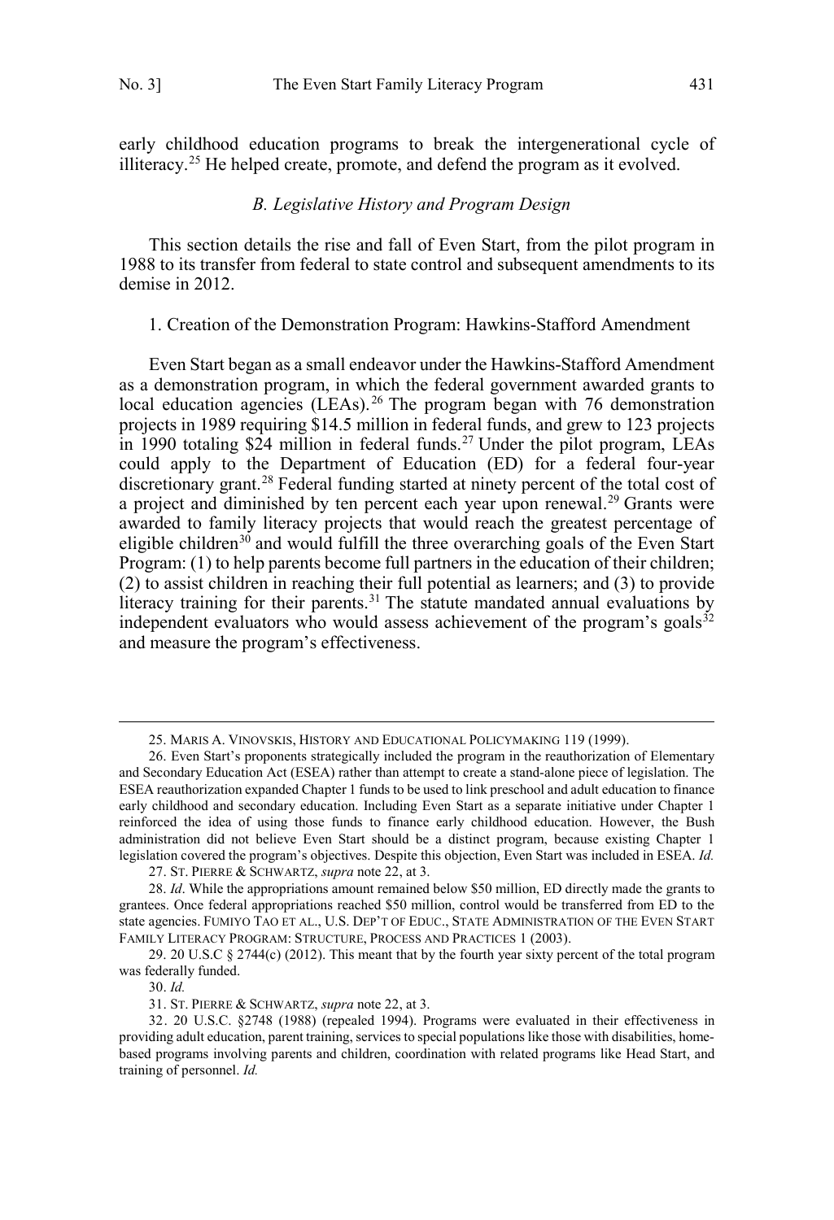early childhood education programs to break the intergenerational cycle of illiteracy.[25] He helped create, promote, and defend the program as it evolved.

### *B. Legislative History and Program Design*

This section details the rise and fall of Even Start, from the pilot program in 1988 to its transfer from federal to state control and subsequent amendments to its demise in 2012.

#### 1. Creation of the Demonstration Program: Hawkins-Stafford Amendment

Even Start began as a small endeavor under the Hawkins-Stafford Amendment as a demonstration program, in which the federal government awarded grants to local education agencies (LEAs).[26] The program began with 76 demonstration projects in 1989 requiring $14.5 million in federal funds, and grew to 123 projects in 1990 totaling $24 million in federal funds.[27] Under the pilot program, LEAs could apply to the Department of Education (ED) for a federal four-year discretionary grant.[28] Federal funding started at ninety percent of the total cost of a project and diminished by ten percent each year upon renewal.[29] Grants were awarded to family literacy projects that would reach the greatest percentage of eligible children[30] and would fulfill the three overarching goals of the Even Start Program: (1) to help parents become full partners in the education of their children; (2) to assist children in reaching their full potential as learners; and (3) to provide literacy training for their parents.[31] The statute mandated annual evaluations by independent evaluators who would assess achievement of the program's goals[32] and measure the program's effectiveness.

---

25. MARIS A. VINOVSKIS, HISTORY AND EDUCATIONAL POLICYMAKING 119 (1999).

26. Even Start's proponents strategically included the program in the reauthorization of Elementary and Secondary Education Act (ESEA) rather than attempt to create a stand-alone piece of legislation. The ESEA reauthorization expanded Chapter 1 funds to be used to link preschool and adult education to finance early childhood and secondary education. Including Even Start as a separate initiative under Chapter 1 reinforced the idea of using those funds to finance early childhood education. However, the Bush administration did not believe Even Start should be a distinct program, because existing Chapter 1 legislation covered the program's objectives. Despite this objection, Even Start was included in ESEA. *Id.*

27. ST. PIERRE & SCHWARTZ, *supra* note 22, at 3.

28. *Id*. While the appropriations amount remained below $50 million, ED directly made the grants to grantees. Once federal appropriations reached $50 million, control would be transferred from ED to the state agencies. FUMIYO TAO ET AL., U.S. DEP'T OF EDUC., STATE ADMINISTRATION OF THE EVEN START FAMILY LITERACY PROGRAM: STRUCTURE, PROCESS AND PRACTICES 1 (2003).

29. 20 U.S.C § 2744(c) (2012). This meant that by the fourth year sixty percent of the total program was federally funded.

30. *Id.*

31. ST. PIERRE & SCHWARTZ, *supra* note 22, at 3.

32. 20 U.S.C. §2748 (1988) (repealed 1994). Programs were evaluated in their effectiveness in providing adult education, parent training, services to special populations like those with disabilities, home-based programs involving parents and children, coordination with related programs like Head Start, and training of personnel. *Id.*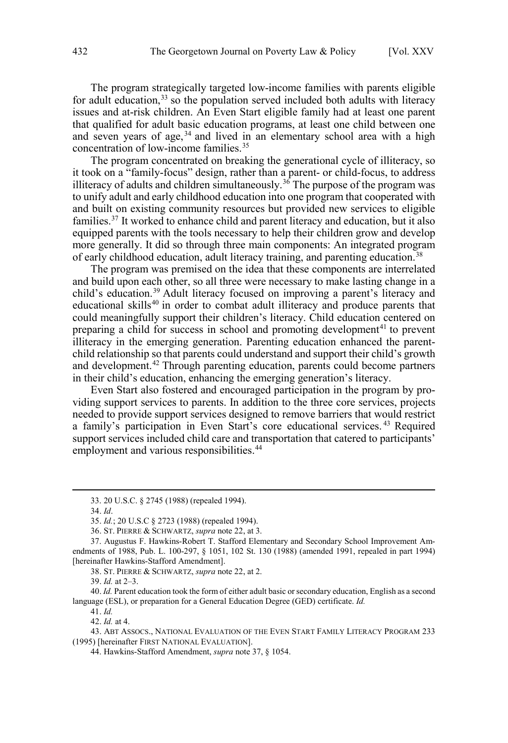The program strategically targeted low-income families with parents eligible for adult education,[33] so the population served included both adults with literacy issues and at-risk children. An Even Start eligible family had at least one parent that qualified for adult basic education programs, at least one child between one and seven years of age,[34] and lived in an elementary school area with a high concentration of low-income families.[35]

The program concentrated on breaking the generational cycle of illiteracy, so it took on a "family-focus" design, rather than a parent- or child-focus, to address illiteracy of adults and children simultaneously.[36] The purpose of the program was to unify adult and early childhood education into one program that cooperated with and built on existing community resources but provided new services to eligible families.[37] It worked to enhance child and parent literacy and education, but it also equipped parents with the tools necessary to help their children grow and develop more generally. It did so through three main components: An integrated program of early childhood education, adult literacy training, and parenting education.[38]

The program was premised on the idea that these components are interrelated and build upon each other, so all three were necessary to make lasting change in a child's education.[39] Adult literacy focused on improving a parent's literacy and educational skills[40] in order to combat adult illiteracy and produce parents that could meaningfully support their children's literacy. Child education centered on preparing a child for success in school and promoting development[41] to prevent illiteracy in the emerging generation. Parenting education enhanced the parent-child relationship so that parents could understand and support their child's growth and development.[42] Through parenting education, parents could become partners in their child's education, enhancing the emerging generation's literacy.

Even Start also fostered and encouraged participation in the program by providing support services to parents. In addition to the three core services, projects needed to provide support services designed to remove barriers that would restrict a family's participation in Even Start's core educational services.[43] Required support services included child care and transportation that catered to participants' employment and various responsibilities.[44]

---

33. 20 U.S.C. § 2745 (1988) (repealed 1994).

34. *Id*.

35. *Id.*; 20 U.S.C § 2723 (1988) (repealed 1994).

36. ST. PIERRE & SCHWARTZ, *supra* note 22, at 3.

37. Augustus F. Hawkins-Robert T. Stafford Elementary and Secondary School Improvement Amendments of 1988, Pub. L. 100-297, § 1051, 102 St. 130 (1988) (amended 1991, repealed in part 1994) [hereinafter Hawkins-Stafford Amendment].

38. ST. PIERRE & SCHWARTZ, *supra* note 22, at 2.

39. *Id.* at 2–3.

40. *Id.* Parent education took the form of either adult basic or secondary education, English as a second language (ESL), or preparation for a General Education Degree (GED) certificate. *Id.*

41. *Id.*

42. *Id.* at 4.

43. ABT ASSOCS., NATIONAL EVALUATION OF THE EVEN START FAMILY LITERACY PROGRAM 233 (1995) [hereinafter FIRST NATIONAL EVALUATION].

44. Hawkins-Stafford Amendment, *supra* note 37, § 1054.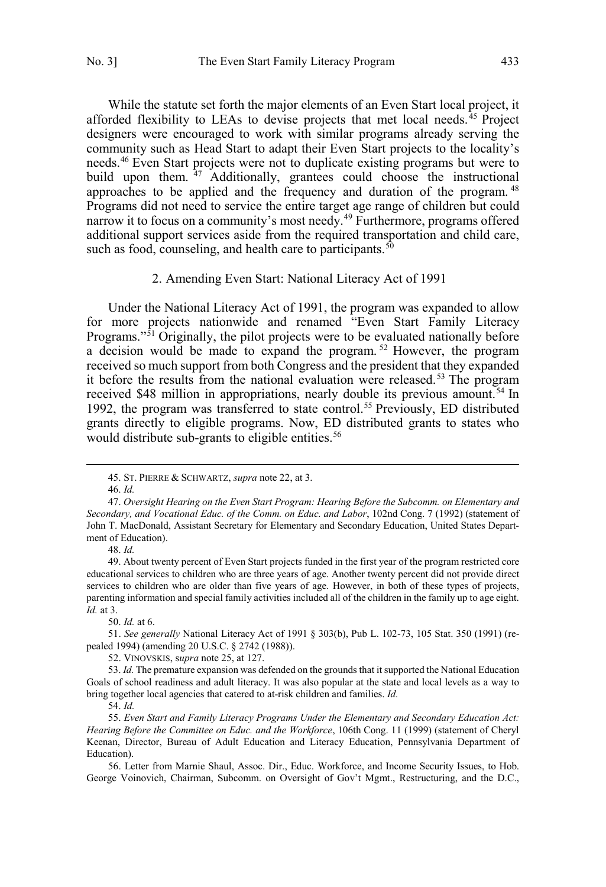While the statute set forth the major elements of an Even Start local project, it afforded flexibility to LEAs to devise projects that met local needs.[45] Project designers were encouraged to work with similar programs already serving the community such as Head Start to adapt their Even Start projects to the locality's needs.[46] Even Start projects were not to duplicate existing programs but were to build upon them.[47] Additionally, grantees could choose the instructional approaches to be applied and the frequency and duration of the program.[48] Programs did not need to service the entire target age range of children but could narrow it to focus on a community's most needy.[49] Furthermore, programs offered additional support services aside from the required transportation and child care, such as food, counseling, and health care to participants.[50]

### 2. Amending Even Start: National Literacy Act of 1991

Under the National Literacy Act of 1991, the program was expanded to allow for more projects nationwide and renamed "Even Start Family Literacy Programs."[51] Originally, the pilot projects were to be evaluated nationally before a decision would be made to expand the program.[52] However, the program received so much support from both Congress and the president that they expanded it before the results from the national evaluation were released.[53] The program received $48 million in appropriations, nearly double its previous amount.[54] In 1992, the program was transferred to state control.[55] Previously, ED distributed grants directly to eligible programs. Now, ED distributed grants to states who would distribute sub-grants to eligible entities.[56]

---

45. ST. PIERRE & SCHWARTZ, *supra* note 22, at 3.

46. *Id.*

47. *Oversight Hearing on the Even Start Program: Hearing Before the Subcomm. on Elementary and Secondary, and Vocational Educ. of the Comm. on Educ. and Labor*, 102nd Cong. 7 (1992) (statement of John T. MacDonald, Assistant Secretary for Elementary and Secondary Education, United States Department of Education).

48. *Id.*

49. About twenty percent of Even Start projects funded in the first year of the program restricted core educational services to children who are three years of age. Another twenty percent did not provide direct services to children who are older than five years of age. However, in both of these types of projects, parenting information and special family activities included all of the children in the family up to age eight. *Id.* at 3.

50. *Id.* at 6.

51. *See generally* National Literacy Act of 1991 § 303(b), Pub L. 102-73, 105 Stat. 350 (1991) (repealed 1994) (amending 20 U.S.C. § 2742 (1988)).

52. VINOVSKIS, s*upra* note 25, at 127.

53. *Id.* The premature expansion was defended on the grounds that it supported the National Education Goals of school readiness and adult literacy. It was also popular at the state and local levels as a way to bring together local agencies that catered to at-risk children and families. *Id.*

54. *Id.*

55. *Even Start and Family Literacy Programs Under the Elementary and Secondary Education Act: Hearing Before the Committee on Educ. and the Workforce*, 106th Cong. 11 (1999) (statement of Cheryl Keenan, Director, Bureau of Adult Education and Literacy Education, Pennsylvania Department of Education).

56. Letter from Marnie Shaul, Assoc. Dir., Educ. Workforce, and Income Security Issues, to Hob. George Voinovich, Chairman, Subcomm. on Oversight of Gov't Mgmt., Restructuring, and the D.C.,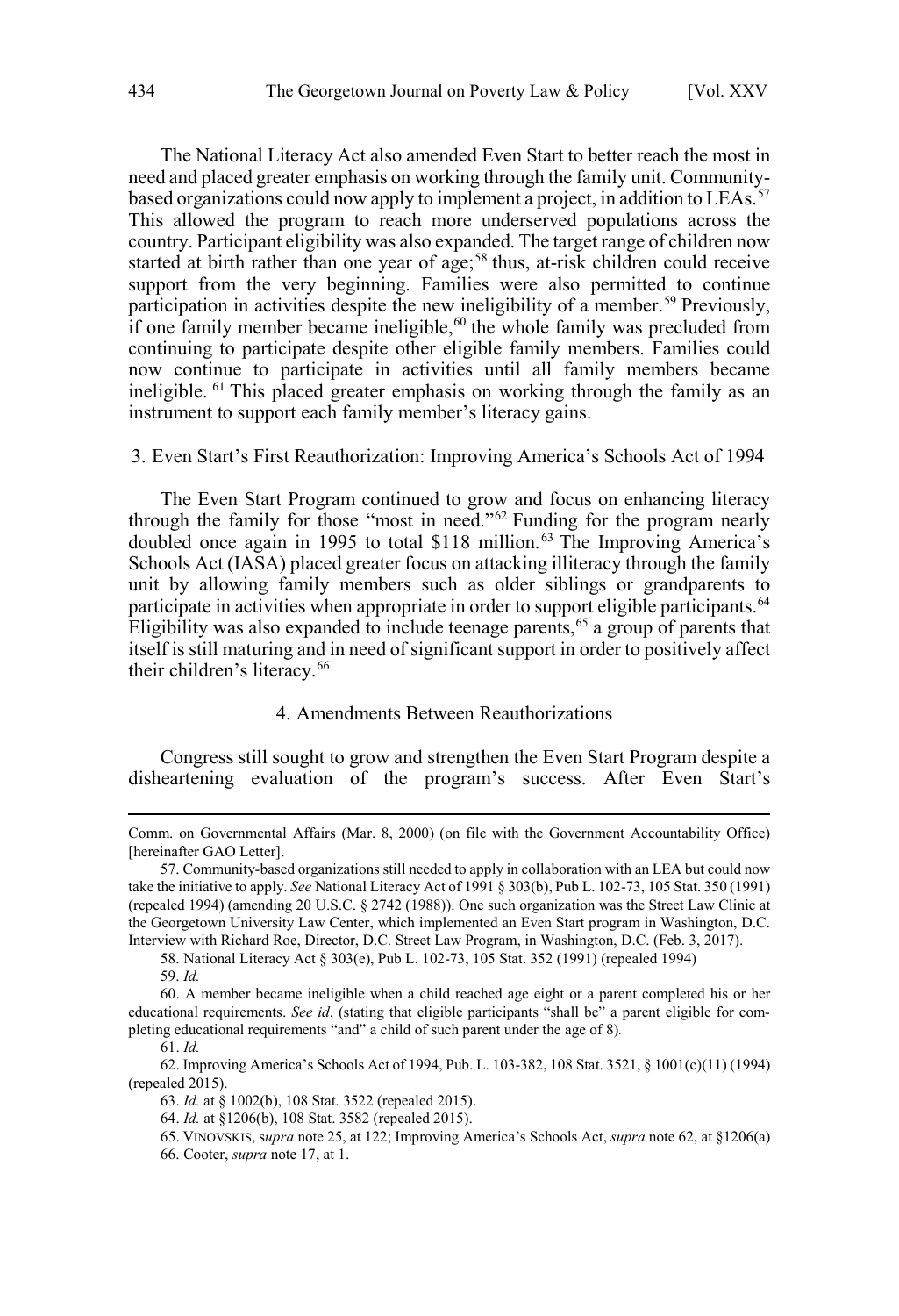The National Literacy Act also amended Even Start to better reach the most in need and placed greater emphasis on working through the family unit. Community-based organizations could now apply to implement a project, in addition to LEAs.[57] This allowed the program to reach more underserved populations across the country. Participant eligibility was also expanded. The target range of children now started at birth rather than one year of age;[58] thus, at-risk children could receive support from the very beginning. Families were also permitted to continue participation in activities despite the new ineligibility of a member.[59] Previously, if one family member became ineligible,[60] the whole family was precluded from continuing to participate despite other eligible family members. Families could now continue to participate in activities until all family members became ineligible.[61] This placed greater emphasis on working through the family as an instrument to support each family member's literacy gains.

### 3. Even Start's First Reauthorization: Improving America's Schools Act of 1994

The Even Start Program continued to grow and focus on enhancing literacy through the family for those "most in need."[62] Funding for the program nearly doubled once again in 1995 to total $118 million.[63] The Improving America's Schools Act (IASA) placed greater focus on attacking illiteracy through the family unit by allowing family members such as older siblings or grandparents to participate in activities when appropriate in order to support eligible participants.[64] Eligibility was also expanded to include teenage parents,[65] a group of parents that itself is still maturing and in need of significant support in order to positively affect their children's literacy.[66]

### 4. Amendments Between Reauthorizations

Congress still sought to grow and strengthen the Even Start Program despite a disheartening evaluation of the program's success. After Even Start's

---

Comm. on Governmental Affairs (Mar. 8, 2000) (on file with the Government Accountability Office) [hereinafter GAO Letter].

57. Community-based organizations still needed to apply in collaboration with an LEA but could now take the initiative to apply. *See* National Literacy Act of 1991 § 303(b), Pub L. 102-73, 105 Stat. 350 (1991) (repealed 1994) (amending 20 U.S.C. § 2742 (1988)). One such organization was the Street Law Clinic at the Georgetown University Law Center, which implemented an Even Start program in Washington, D.C. Interview with Richard Roe, Director, D.C. Street Law Program, in Washington, D.C. (Feb. 3, 2017).

58. National Literacy Act § 303(e), Pub L. 102-73, 105 Stat. 352 (1991) (repealed 1994)

59. *Id.*

60. A member became ineligible when a child reached age eight or a parent completed his or her educational requirements. *See id*. (stating that eligible participants "shall be" a parent eligible for completing educational requirements "and" a child of such parent under the age of 8)*.*

61. *Id.*

62. Improving America's Schools Act of 1994, Pub. L. 103-382, 108 Stat. 3521, § 1001(c)(11) (1994) (repealed 2015).

63. *Id.* at § 1002(b), 108 Stat. 3522 (repealed 2015).

64. *Id.* at §1206(b), 108 Stat. 3582 (repealed 2015).

65. VINOVSKIS, s*upra* note 25, at 122; Improving America's Schools Act, *supra* note 62, at §1206(a)

66. Cooter, *supra* note 17, at 1.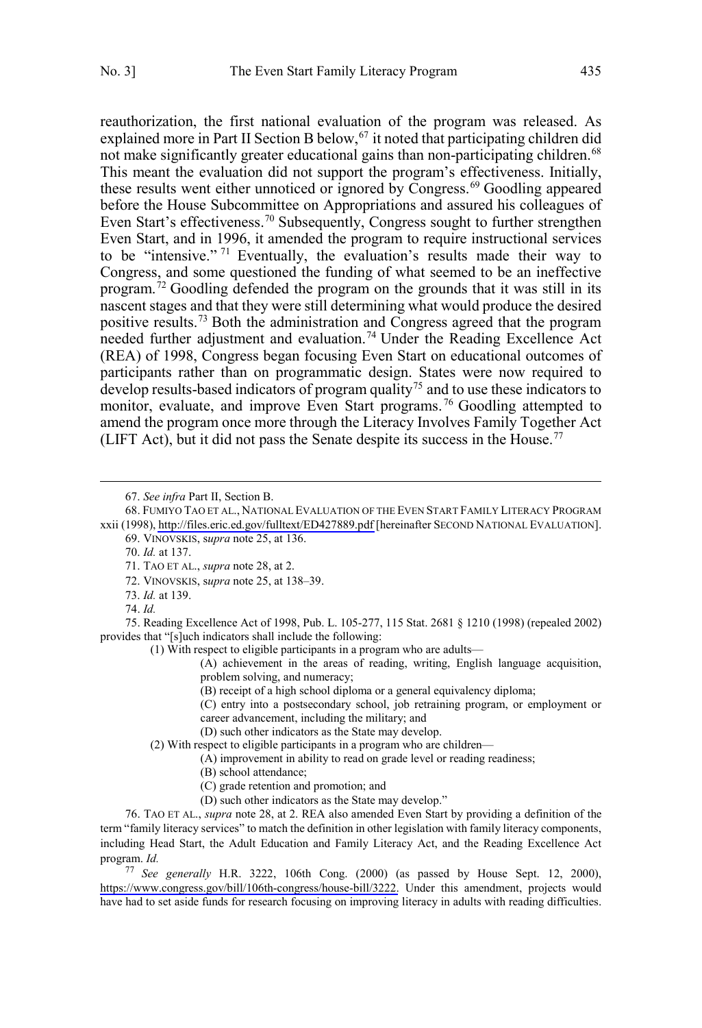reauthorization, the first national evaluation of the program was released. As explained more in Part II Section B below,[67] it noted that participating children did not make significantly greater educational gains than non-participating children.[68] This meant the evaluation did not support the program's effectiveness. Initially, these results went either unnoticed or ignored by Congress.[69] Goodling appeared before the House Subcommittee on Appropriations and assured his colleagues of Even Start's effectiveness.[70] Subsequently, Congress sought to further strengthen Even Start, and in 1996, it amended the program to require instructional services to be "intensive."[71] Eventually, the evaluation's results made their way to Congress, and some questioned the funding of what seemed to be an ineffective program.[72] Goodling defended the program on the grounds that it was still in its nascent stages and that they were still determining what would produce the desired positive results.[73] Both the administration and Congress agreed that the program needed further adjustment and evaluation.[74] Under the Reading Excellence Act (REA) of 1998, Congress began focusing Even Start on educational outcomes of participants rather than on programmatic design. States were now required to develop results-based indicators of program quality[75] and to use these indicators to monitor, evaluate, and improve Even Start programs.[76] Goodling attempted to amend the program once more through the Literacy Involves Family Together Act (LIFT Act), but it did not pass the Senate despite its success in the House.[77]

---

67. *See infra* Part II, Section B.

68. FUMIYO TAO ET AL., NATIONAL EVALUATION OF THE EVEN START FAMILY LITERACY PROGRAM xxii (1998), http://files.eric.ed.gov/fulltext/ED427889.pdf [hereinafter SECOND NATIONAL EVALUATION].

69. VINOVSKIS, s*upra* note 25, at 136.

70. *Id.* at 137.

71. TAO ET AL., *supra* note 28, at 2.

72. VINOVSKIS, s*upra* note 25, at 138–39.

73. *Id.* at 139.

74. *Id.*

75. Reading Excellence Act of 1998, Pub. L. 105-277, 115 Stat. 2681 § 1210 (1998) (repealed 2002) provides that "[s]uch indicators shall include the following:

> (1) With respect to eligible participants in a program who are adults—
>
> > (A) achievement in the areas of reading, writing, English language acquisition, problem solving, and numeracy;
> >
> > (B) receipt of a high school diploma or a general equivalency diploma;
> >
> > (C) entry into a postsecondary school, job retraining program, or employment or career advancement, including the military; and
> >
> > (D) such other indicators as the State may develop.
>
> (2) With respect to eligible participants in a program who are children—
>
> > (A) improvement in ability to read on grade level or reading readiness;
> >
> > (B) school attendance;
> >
> > (C) grade retention and promotion; and
> >
> > (D) such other indicators as the State may develop."

76. TAO ET AL., *supra* note 28, at 2. REA also amended Even Start by providing a definition of the term "family literacy services" to match the definition in other legislation with family literacy components, including Head Start, the Adult Education and Family Literacy Act, and the Reading Excellence Act program. *Id.*

77. *See generally* H.R. 3222, 106th Cong. (2000) (as passed by House Sept. 12, 2000), https://www.congress.gov/bill/106th-congress/house-bill/3222. Under this amendment, projects would have had to set aside funds for research focusing on improving literacy in adults with reading difficulties.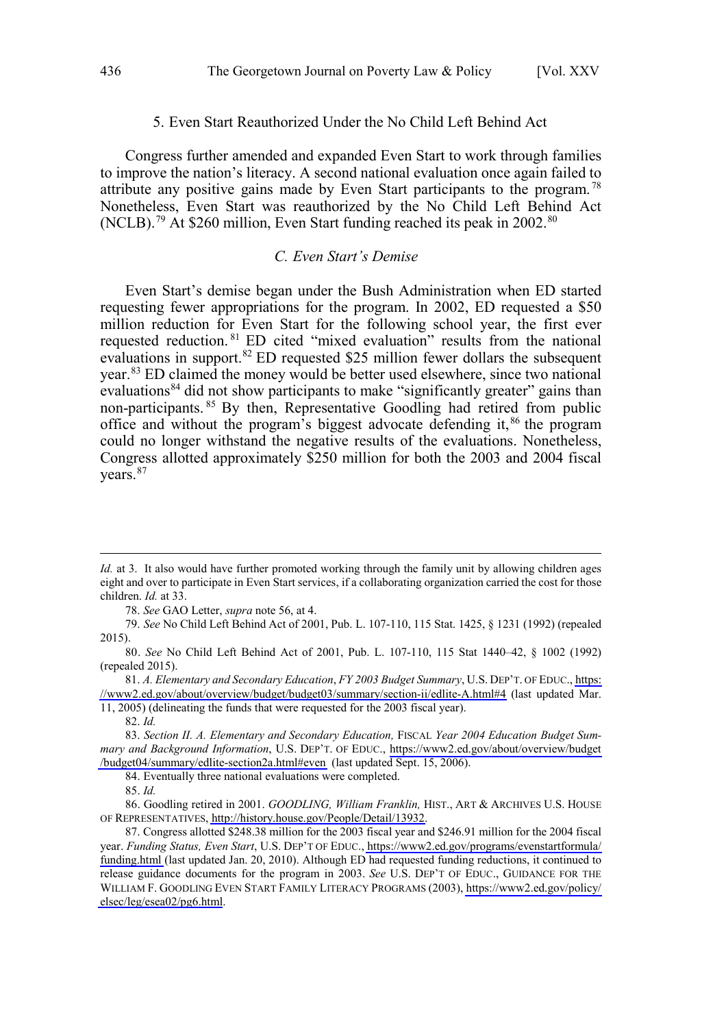5. Even Start Reauthorized Under the No Child Left Behind Act

Congress further amended and expanded Even Start to work through families to improve the nation's literacy. A second national evaluation once again failed to attribute any positive gains made by Even Start participants to the program.[78] Nonetheless, Even Start was reauthorized by the No Child Left Behind Act (NCLB).[79] At $260 million, Even Start funding reached its peak in 2002.[80]

### *C. Even Start's Demise*

Even Start's demise began under the Bush Administration when ED started requesting fewer appropriations for the program. In 2002, ED requested a $50 million reduction for Even Start for the following school year, the first ever requested reduction.[81] ED cited "mixed evaluation" results from the national evaluations in support.[82] ED requested $25 million fewer dollars the subsequent year.[83] ED claimed the money would be better used elsewhere, since two national evaluations[84] did not show participants to make "significantly greater" gains than non-participants.[85] By then, Representative Goodling had retired from public office and without the program's biggest advocate defending it,[86] the program could no longer withstand the negative results of the evaluations. Nonetheless, Congress allotted approximately $250 million for both the 2003 and 2004 fiscal years.[87]

---

*Id.* at 3. It also would have further promoted working through the family unit by allowing children ages eight and over to participate in Even Start services, if a collaborating organization carried the cost for those children. *Id.* at 33.

78. *See* GAO Letter, *supra* note 56, at 4.

79. *See* No Child Left Behind Act of 2001, Pub. L. 107-110, 115 Stat. 1425, § 1231 (1992) (repealed 2015).

80. *See* No Child Left Behind Act of 2001, Pub. L. 107-110, 115 Stat 1440–42, § 1002 (1992) (repealed 2015).

81. *A. Elementary and Secondary Education*, *FY 2003 Budget Summary*, U.S. DEP'T. OF EDUC., https://www2.ed.gov/about/overview/budget/budget03/summary/section-ii/edlite-A.html#4 (last updated Mar. 11, 2005) (delineating the funds that were requested for the 2003 fiscal year).

82. *Id.*

83. *Section II. A. Elementary and Secondary Education,* FISCAL *Year 2004 Education Budget Summary and Background Information*, U.S. DEP'T. OF EDUC., https://www2.ed.gov/about/overview/budget/budget04/summary/edlite-section2a.html#even (last updated Sept. 15, 2006).

84. Eventually three national evaluations were completed.

85. *Id.*

86. Goodling retired in 2001. *GOODLING, William Franklin,* HIST., ART & ARCHIVES U.S. HOUSE OF REPRESENTATIVES, http://history.house.gov/People/Detail/13932.

87. Congress allotted $248.38 million for the 2003 fiscal year and $246.91 million for the 2004 fiscal year. *Funding Status, Even Start*, U.S. DEP'T OF EDUC., https://www2.ed.gov/programs/evenstartformula/funding.html (last updated Jan. 20, 2010). Although ED had requested funding reductions, it continued to release guidance documents for the program in 2003. *See* U.S. DEP'T OF EDUC., GUIDANCE FOR THE WILLIAM F. GOODLING EVEN START FAMILY LITERACY PROGRAMS (2003), https://www2.ed.gov/policy/elsec/leg/esea02/pg6.html.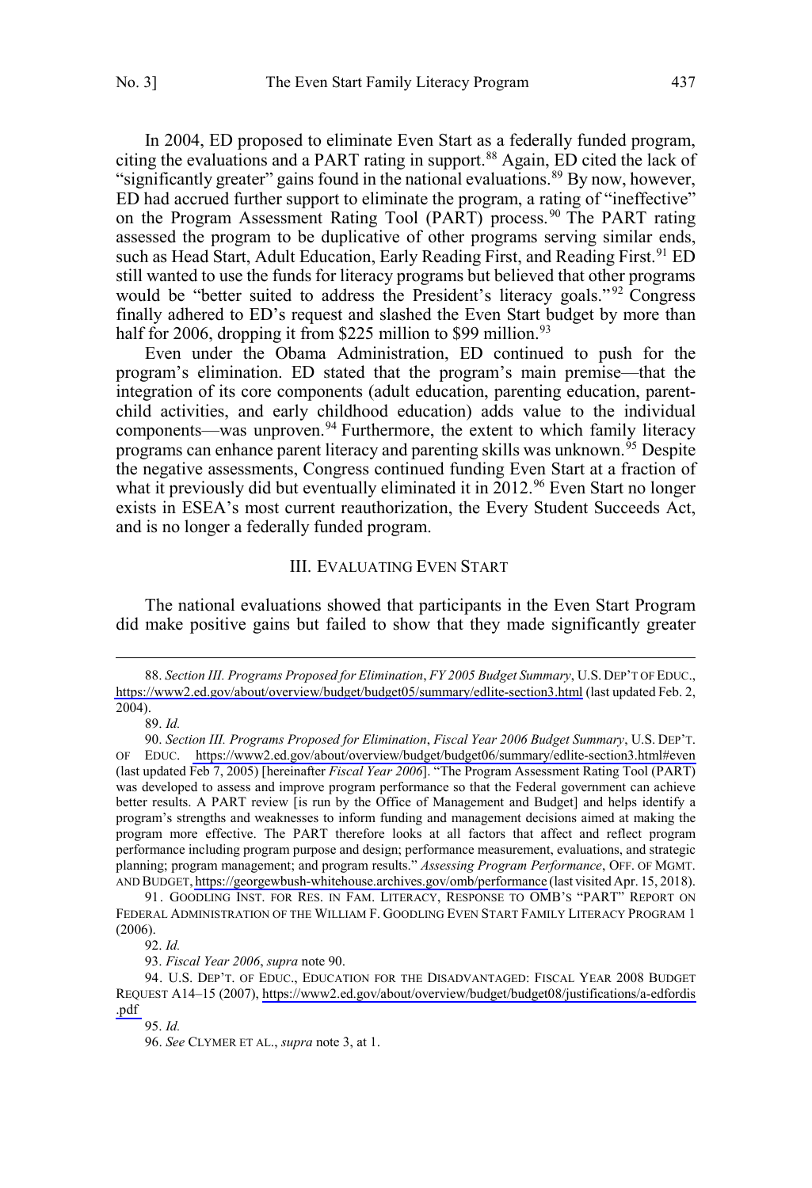In 2004, ED proposed to eliminate Even Start as a federally funded program, citing the evaluations and a PART rating in support.[88] Again, ED cited the lack of "significantly greater" gains found in the national evaluations.[89] By now, however, ED had accrued further support to eliminate the program, a rating of "ineffective" on the Program Assessment Rating Tool (PART) process.[90] The PART rating assessed the program to be duplicative of other programs serving similar ends, such as Head Start, Adult Education, Early Reading First, and Reading First.[91] ED still wanted to use the funds for literacy programs but believed that other programs would be "better suited to address the President's literacy goals."[92] Congress finally adhered to ED's request and slashed the Even Start budget by more than half for 2006, dropping it from \$225 million to \$99 million.[93]

Even under the Obama Administration, ED continued to push for the program's elimination. ED stated that the program's main premise—that the integration of its core components (adult education, parenting education, parent-child activities, and early childhood education) adds value to the individual components—was unproven.[94] Furthermore, the extent to which family literacy programs can enhance parent literacy and parenting skills was unknown.[95] Despite the negative assessments, Congress continued funding Even Start at a fraction of what it previously did but eventually eliminated it in 2012.[96] Even Start no longer exists in ESEA's most current reauthorization, the Every Student Succeeds Act, and is no longer a federally funded program.

## III. EVALUATING EVEN START

The national evaluations showed that participants in the Even Start Program did make positive gains but failed to show that they made significantly greater

---

88. *Section III. Programs Proposed for Elimination*, *FY 2005 Budget Summary*, U.S. DEP'T OF EDUC., https://www2.ed.gov/about/overview/budget/budget05/summary/edlite-section3.html (last updated Feb. 2, 2004).

89. *Id.*

90. *Section III. Programs Proposed for Elimination*, *Fiscal Year 2006 Budget Summary*, U.S. DEP'T. OF EDUC. https://www2.ed.gov/about/overview/budget/budget06/summary/edlite-section3.html#even (last updated Feb 7, 2005) [hereinafter *Fiscal Year 2006*]. "The Program Assessment Rating Tool (PART) was developed to assess and improve program performance so that the Federal government can achieve better results. A PART review [is run by the Office of Management and Budget] and helps identify a program's strengths and weaknesses to inform funding and management decisions aimed at making the program more effective. The PART therefore looks at all factors that affect and reflect program performance including program purpose and design; performance measurement, evaluations, and strategic planning; program management; and program results." *Assessing Program Performance*, OFF. OF MGMT. AND BUDGET, https://georgewbush-whitehouse.archives.gov/omb/performance (last visited Apr. 15, 2018).

91. GOODLING INST. FOR RES. IN FAM. LITERACY, RESPONSE TO OMB'S "PART" REPORT ON FEDERAL ADMINISTRATION OF THE WILLIAM F. GOODLING EVEN START FAMILY LITERACY PROGRAM 1 (2006).

92. *Id.*

93. *Fiscal Year 2006*, *supra* note 90.

94. U.S. DEP'T. OF EDUC., EDUCATION FOR THE DISADVANTAGED: FISCAL YEAR 2008 BUDGET REQUEST A14–15 (2007), https://www2.ed.gov/about/overview/budget/budget08/justifications/a-edfordis.pdf

95. *Id.*

96. *See* CLYMER ET AL., *supra* note 3, at 1.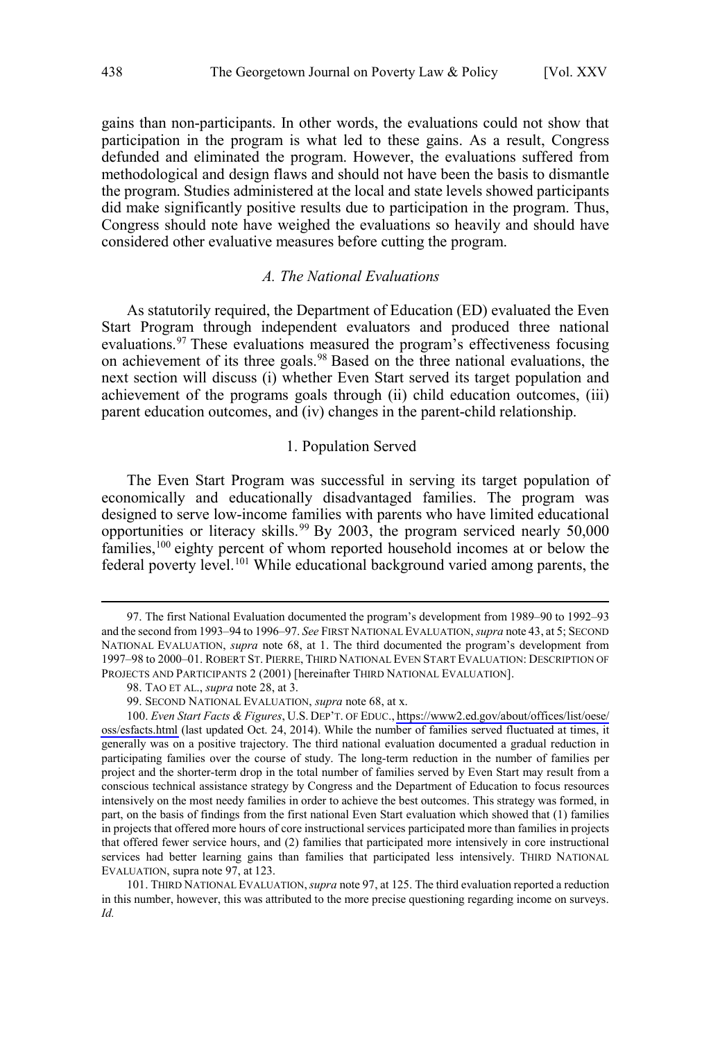gains than non-participants. In other words, the evaluations could not show that participation in the program is what led to these gains. As a result, Congress defunded and eliminated the program. However, the evaluations suffered from methodological and design flaws and should not have been the basis to dismantle the program. Studies administered at the local and state levels showed participants did make significantly positive results due to participation in the program. Thus, Congress should note have weighed the evaluations so heavily and should have considered other evaluative measures before cutting the program.

### *A. The National Evaluations*

As statutorily required, the Department of Education (ED) evaluated the Even Start Program through independent evaluators and produced three national evaluations.[97] These evaluations measured the program's effectiveness focusing on achievement of its three goals.[98] Based on the three national evaluations, the next section will discuss (i) whether Even Start served its target population and achievement of the programs goals through (ii) child education outcomes, (iii) parent education outcomes, and (iv) changes in the parent-child relationship.

#### 1. Population Served

The Even Start Program was successful in serving its target population of economically and educationally disadvantaged families. The program was designed to serve low-income families with parents who have limited educational opportunities or literacy skills.[99] By 2003, the program serviced nearly 50,000 families,[100] eighty percent of whom reported household incomes at or below the federal poverty level.[101] While educational background varied among parents, the

---

97. The first National Evaluation documented the program's development from 1989–90 to 1992–93 and the second from 1993–94 to 1996–97. *See* FIRST NATIONAL EVALUATION, *supra* note 43, at 5; SECOND NATIONAL EVALUATION, *supra* note 68, at 1. The third documented the program's development from 1997–98 to 2000–01. ROBERT ST. PIERRE, THIRD NATIONAL EVEN START EVALUATION: DESCRIPTION OF PROJECTS AND PARTICIPANTS 2 (2001) [hereinafter THIRD NATIONAL EVALUATION].

98. TAO ET AL., *supra* note 28, at 3.

99. SECOND NATIONAL EVALUATION, *supra* note 68, at x.

100. *Even Start Facts & Figures*, U.S. DEP'T. OF EDUC., https://www2.ed.gov/about/offices/list/oese/oss/esfacts.html (last updated Oct. 24, 2014). While the number of families served fluctuated at times, it generally was on a positive trajectory. The third national evaluation documented a gradual reduction in participating families over the course of study. The long-term reduction in the number of families per project and the shorter-term drop in the total number of families served by Even Start may result from a conscious technical assistance strategy by Congress and the Department of Education to focus resources intensively on the most needy families in order to achieve the best outcomes. This strategy was formed, in part, on the basis of findings from the first national Even Start evaluation which showed that (1) families in projects that offered more hours of core instructional services participated more than families in projects that offered fewer service hours, and (2) families that participated more intensively in core instructional services had better learning gains than families that participated less intensively. THIRD NATIONAL EVALUATION, supra note 97, at 123.

101. THIRD NATIONAL EVALUATION, *supra* note 97, at 125. The third evaluation reported a reduction in this number, however, this was attributed to the more precise questioning regarding income on surveys. *Id.*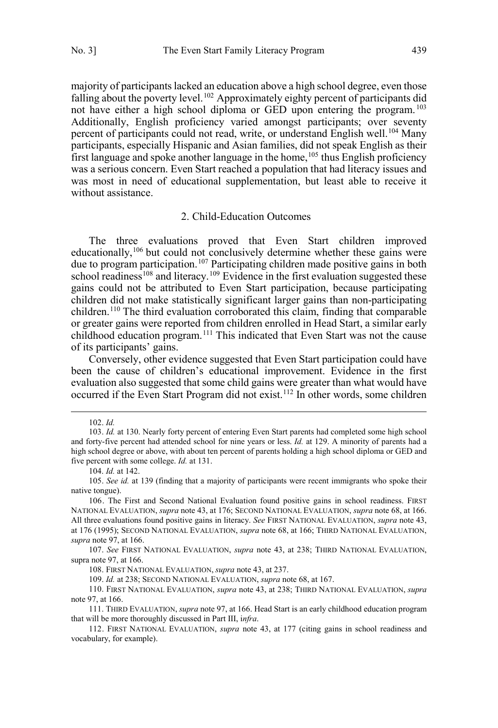majority of participants lacked an education above a high school degree, even those falling about the poverty level.[102] Approximately eighty percent of participants did not have either a high school diploma or GED upon entering the program.[103] Additionally, English proficiency varied amongst participants; over seventy percent of participants could not read, write, or understand English well.[104] Many participants, especially Hispanic and Asian families, did not speak English as their first language and spoke another language in the home,[105] thus English proficiency was a serious concern. Even Start reached a population that had literacy issues and was most in need of educational supplementation, but least able to receive it without assistance.

### 2. Child-Education Outcomes

The three evaluations proved that Even Start children improved educationally,[106] but could not conclusively determine whether these gains were due to program participation.[107] Participating children made positive gains in both school readiness[108] and literacy.[109] Evidence in the first evaluation suggested these gains could not be attributed to Even Start participation, because participating children did not make statistically significant larger gains than non-participating children.[110] The third evaluation corroborated this claim, finding that comparable or greater gains were reported from children enrolled in Head Start, a similar early childhood education program.[111] This indicated that Even Start was not the cause of its participants' gains.

Conversely, other evidence suggested that Even Start participation could have been the cause of children's educational improvement. Evidence in the first evaluation also suggested that some child gains were greater than what would have occurred if the Even Start Program did not exist.[112] In other words, some children

---

102. *Id.*

103. *Id.* at 130. Nearly forty percent of entering Even Start parents had completed some high school and forty-five percent had attended school for nine years or less. *Id.* at 129. A minority of parents had a high school degree or above, with about ten percent of parents holding a high school diploma or GED and five percent with some college. *Id.* at 131.

104. *Id.* at 142.

105. *See id.* at 139 (finding that a majority of participants were recent immigrants who spoke their native tongue).

106. The First and Second National Evaluation found positive gains in school readiness. FIRST NATIONAL EVALUATION, *supra* note 43, at 176; SECOND NATIONAL EVALUATION, *supra* note 68, at 166. All three evaluations found positive gains in literacy. *See* FIRST NATIONAL EVALUATION, *supra* note 43, at 176 (1995); SECOND NATIONAL EVALUATION, *supra* note 68, at 166; THIRD NATIONAL EVALUATION, *supra* note 97, at 166.

107. *See* FIRST NATIONAL EVALUATION, *supra* note 43, at 238; THIRD NATIONAL EVALUATION, supra note 97, at 166.

108. FIRST NATIONAL EVALUATION, *supra* note 43, at 237.

109. *Id.* at 238; SECOND NATIONAL EVALUATION, *supra* note 68, at 167.

110. FIRST NATIONAL EVALUATION, *supra* note 43, at 238; THIRD NATIONAL EVALUATION, *supra* note 97, at 166.

111. THIRD EVALUATION, *supra* note 97, at 166. Head Start is an early childhood education program that will be more thoroughly discussed in Part III, i*nfra*.

112. FIRST NATIONAL EVALUATION, *supra* note 43, at 177 (citing gains in school readiness and vocabulary, for example).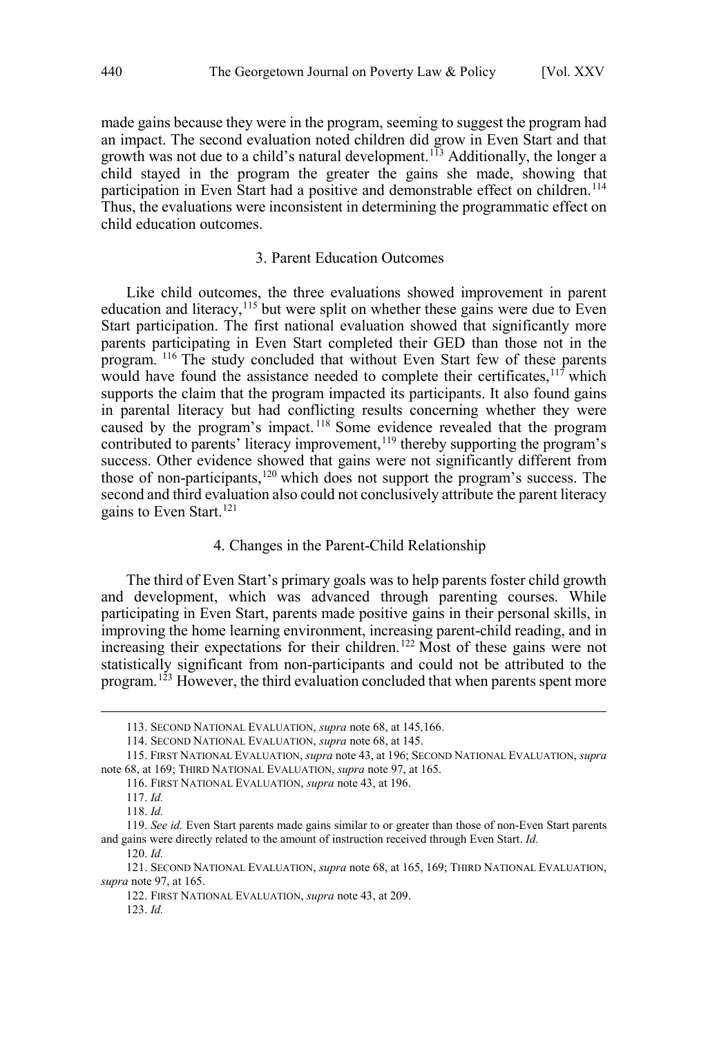made gains because they were in the program, seeming to suggest the program had an impact. The second evaluation noted children did grow in Even Start and that growth was not due to a child's natural development.[113] Additionally, the longer a child stayed in the program the greater the gains she made, showing that participation in Even Start had a positive and demonstrable effect on children.[114] Thus, the evaluations were inconsistent in determining the programmatic effect on child education outcomes.

### 3. Parent Education Outcomes

Like child outcomes, the three evaluations showed improvement in parent education and literacy,[115] but were split on whether these gains were due to Even Start participation. The first national evaluation showed that significantly more parents participating in Even Start completed their GED than those not in the program. [116] The study concluded that without Even Start few of these parents would have found the assistance needed to complete their certificates,[117] which supports the claim that the program impacted its participants. It also found gains in parental literacy but had conflicting results concerning whether they were caused by the program's impact.[118] Some evidence revealed that the program contributed to parents' literacy improvement,[119] thereby supporting the program's success. Other evidence showed that gains were not significantly different from those of non-participants,[120] which does not support the program's success. The second and third evaluation also could not conclusively attribute the parent literacy gains to Even Start.[121]

### 4. Changes in the Parent-Child Relationship

The third of Even Start's primary goals was to help parents foster child growth and development, which was advanced through parenting courses. While participating in Even Start, parents made positive gains in their personal skills, in improving the home learning environment, increasing parent-child reading, and in increasing their expectations for their children.[122] Most of these gains were not statistically significant from non-participants and could not be attributed to the program.[123] However, the third evaluation concluded that when parents spent more

---

113. SECOND NATIONAL EVALUATION, *supra* note 68, at 145,166.

114. SECOND NATIONAL EVALUATION, *supra* note 68, at 145.

115. FIRST NATIONAL EVALUATION, *supra* note 43, at 196; SECOND NATIONAL EVALUATION, *supra* note 68, at 169; THIRD NATIONAL EVALUATION, *supra* note 97, at 165.

116. FIRST NATIONAL EVALUATION, *supra* note 43, at 196.

117. *Id.*

118. *Id.*

119. *See id.* Even Start parents made gains similar to or greater than those of non-Even Start parents and gains were directly related to the amount of instruction received through Even Start. *Id.*

120. *Id.*

121. SECOND NATIONAL EVALUATION, *supra* note 68, at 165, 169; THIRD NATIONAL EVALUATION, *supra* note 97, at 165.

122. FIRST NATIONAL EVALUATION, *supra* note 43, at 209.

123. *Id.*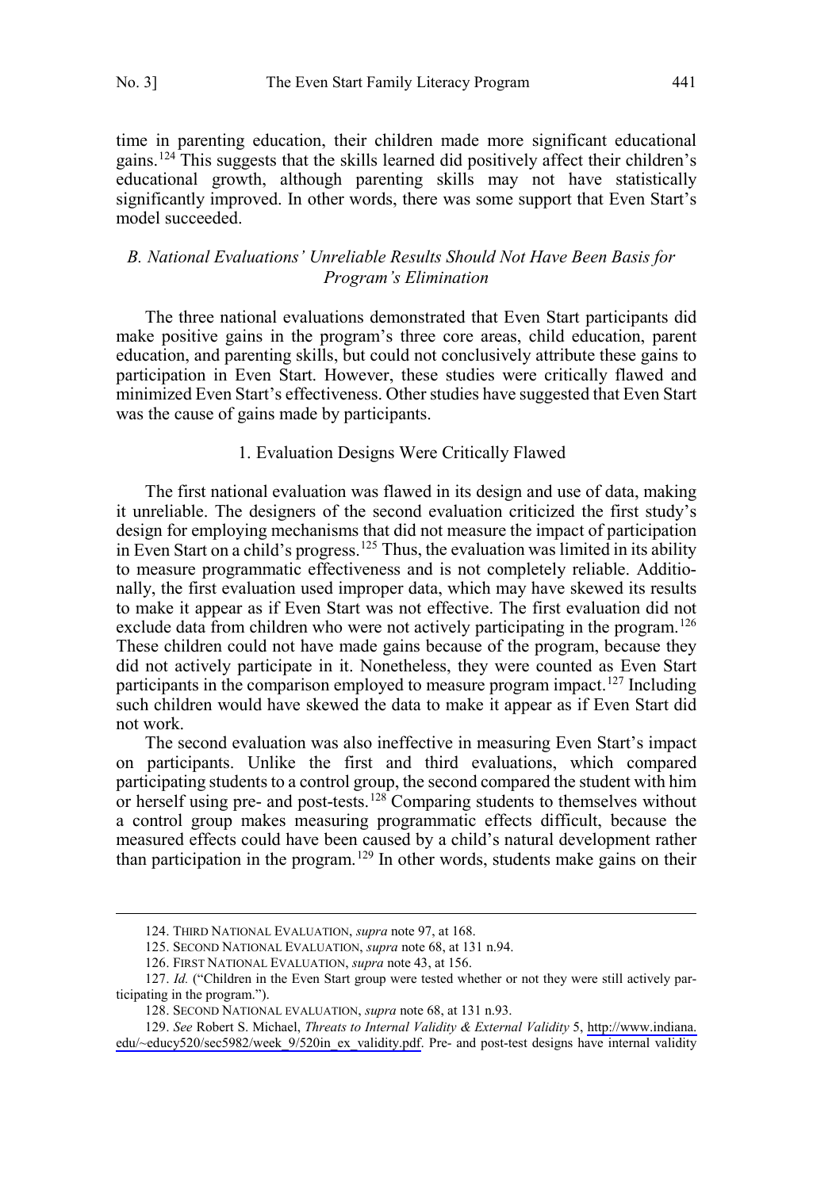time in parenting education, their children made more significant educational gains.[124] This suggests that the skills learned did positively affect their children's educational growth, although parenting skills may not have statistically significantly improved. In other words, there was some support that Even Start's model succeeded.

### *B. National Evaluations' Unreliable Results Should Not Have Been Basis for Program's Elimination*

The three national evaluations demonstrated that Even Start participants did make positive gains in the program's three core areas, child education, parent education, and parenting skills, but could not conclusively attribute these gains to participation in Even Start. However, these studies were critically flawed and minimized Even Start's effectiveness. Other studies have suggested that Even Start was the cause of gains made by participants.

#### 1. Evaluation Designs Were Critically Flawed

The first national evaluation was flawed in its design and use of data, making it unreliable. The designers of the second evaluation criticized the first study's design for employing mechanisms that did not measure the impact of participation in Even Start on a child's progress.[125] Thus, the evaluation was limited in its ability to measure programmatic effectiveness and is not completely reliable. Additionally, the first evaluation used improper data, which may have skewed its results to make it appear as if Even Start was not effective. The first evaluation did not exclude data from children who were not actively participating in the program.[126] These children could not have made gains because of the program, because they did not actively participate in it. Nonetheless, they were counted as Even Start participants in the comparison employed to measure program impact.[127] Including such children would have skewed the data to make it appear as if Even Start did not work.

The second evaluation was also ineffective in measuring Even Start's impact on participants. Unlike the first and third evaluations, which compared participating students to a control group, the second compared the student with him or herself using pre- and post-tests.[128] Comparing students to themselves without a control group makes measuring programmatic effects difficult, because the measured effects could have been caused by a child's natural development rather than participation in the program.[129] In other words, students make gains on their

---

124. THIRD NATIONAL EVALUATION, *supra* note 97, at 168.

125. SECOND NATIONAL EVALUATION, *supra* note 68, at 131 n.94.

126. FIRST NATIONAL EVALUATION, *supra* note 43, at 156.

127. *Id.* ("Children in the Even Start group were tested whether or not they were still actively participating in the program.").

128. SECOND NATIONAL EVALUATION, *supra* note 68, at 131 n.93.

129. *See* Robert S. Michael, *Threats to Internal Validity & External Validity* 5, http://www.indiana.edu/~educy520/sec5982/week_9/520in_ex_validity.pdf. Pre- and post-test designs have internal validity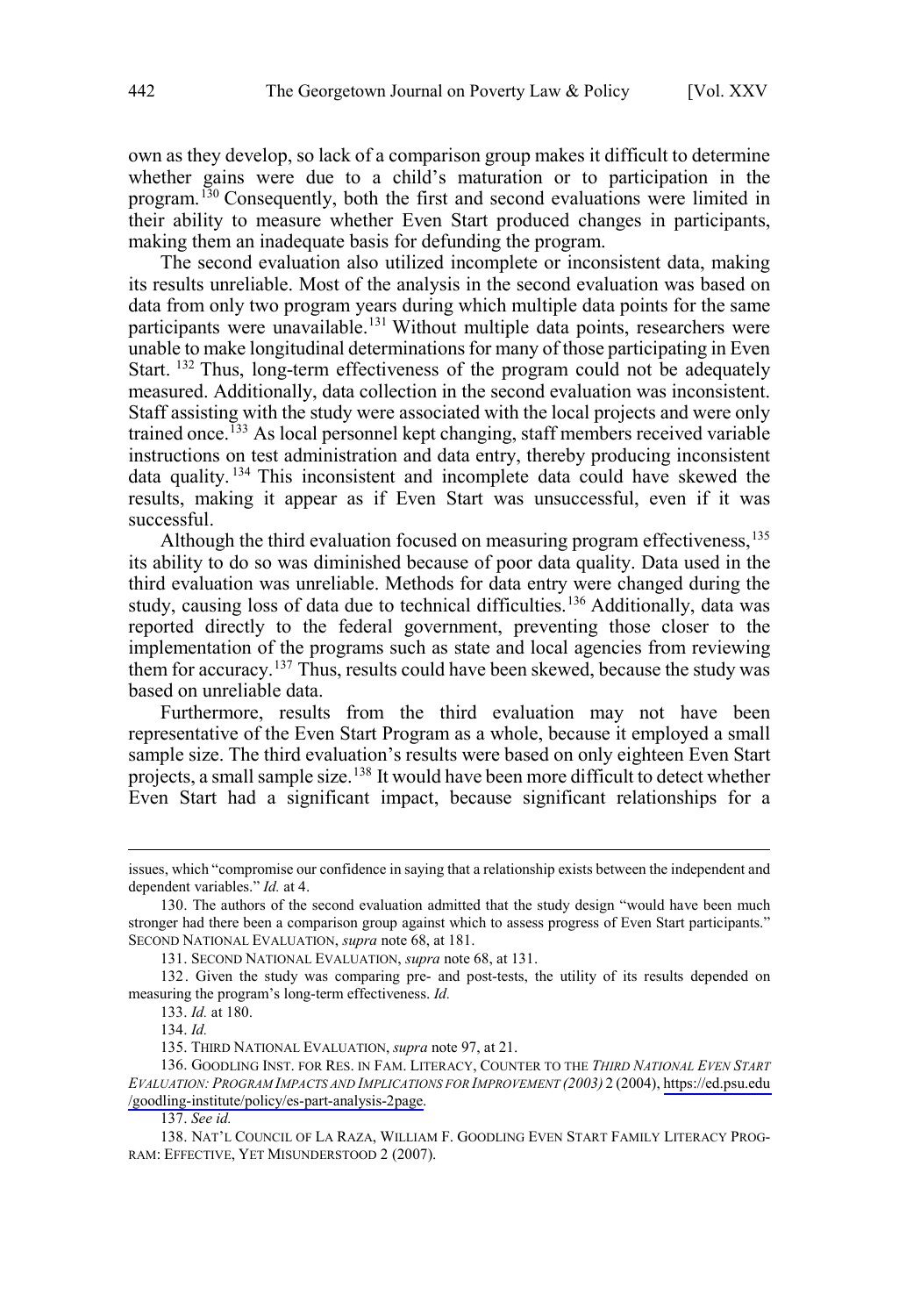own as they develop, so lack of a comparison group makes it difficult to determine whether gains were due to a child's maturation or to participation in the program.[130] Consequently, both the first and second evaluations were limited in their ability to measure whether Even Start produced changes in participants, making them an inadequate basis for defunding the program.

The second evaluation also utilized incomplete or inconsistent data, making its results unreliable. Most of the analysis in the second evaluation was based on data from only two program years during which multiple data points for the same participants were unavailable.[131] Without multiple data points, researchers were unable to make longitudinal determinations for many of those participating in Even Start.[132] Thus, long-term effectiveness of the program could not be adequately measured. Additionally, data collection in the second evaluation was inconsistent. Staff assisting with the study were associated with the local projects and were only trained once.[133] As local personnel kept changing, staff members received variable instructions on test administration and data entry, thereby producing inconsistent data quality.[134] This inconsistent and incomplete data could have skewed the results, making it appear as if Even Start was unsuccessful, even if it was successful.

Although the third evaluation focused on measuring program effectiveness,[135] its ability to do so was diminished because of poor data quality. Data used in the third evaluation was unreliable. Methods for data entry were changed during the study, causing loss of data due to technical difficulties.[136] Additionally, data was reported directly to the federal government, preventing those closer to the implementation of the programs such as state and local agencies from reviewing them for accuracy.[137] Thus, results could have been skewed, because the study was based on unreliable data.

Furthermore, results from the third evaluation may not have been representative of the Even Start Program as a whole, because it employed a small sample size. The third evaluation's results were based on only eighteen Even Start projects, a small sample size.[138] It would have been more difficult to detect whether Even Start had a significant impact, because significant relationships for a

---

issues, which "compromise our confidence in saying that a relationship exists between the independent and dependent variables." *Id.* at 4.

130. The authors of the second evaluation admitted that the study design "would have been much stronger had there been a comparison group against which to assess progress of Even Start participants." SECOND NATIONAL EVALUATION, *supra* note 68, at 181.

131. SECOND NATIONAL EVALUATION, *supra* note 68, at 131.

132. Given the study was comparing pre- and post-tests, the utility of its results depended on measuring the program's long-term effectiveness. *Id.*

133. *Id.* at 180.

134. *Id.*

135. THIRD NATIONAL EVALUATION, *supra* note 97, at 21.

136. GOODLING INST. FOR RES. IN FAM. LITERACY, COUNTER TO THE *THIRD NATIONAL EVEN START EVALUATION: PROGRAM IMPACTS AND IMPLICATIONS FOR IMPROVEMENT (2003)* 2 (2004), https://ed.psu.edu/goodling-institute/policy/es-part-analysis-2page.

137. *See id.*

138. NAT'L COUNCIL OF LA RAZA, WILLIAM F. GOODLING EVEN START FAMILY LITERACY PROGRAM: EFFECTIVE, YET MISUNDERSTOOD 2 (2007).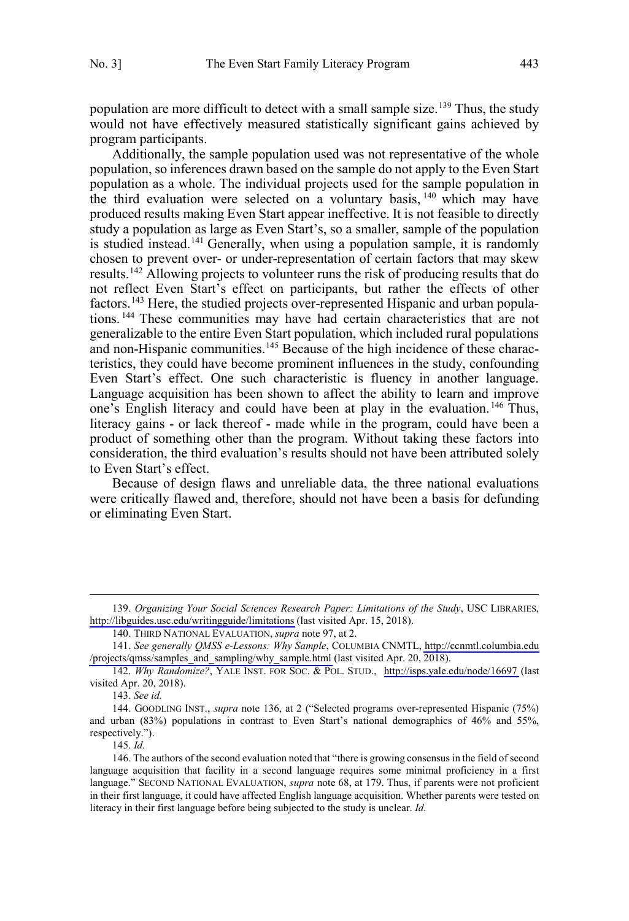population are more difficult to detect with a small sample size.[139] Thus, the study would not have effectively measured statistically significant gains achieved by program participants.

Additionally, the sample population used was not representative of the whole population, so inferences drawn based on the sample do not apply to the Even Start population as a whole. The individual projects used for the sample population in the third evaluation were selected on a voluntary basis,[140] which may have produced results making Even Start appear ineffective. It is not feasible to directly study a population as large as Even Start's, so a smaller, sample of the population is studied instead.[141] Generally, when using a population sample, it is randomly chosen to prevent over- or under-representation of certain factors that may skew results.[142] Allowing projects to volunteer runs the risk of producing results that do not reflect Even Start's effect on participants, but rather the effects of other factors.[143] Here, the studied projects over-represented Hispanic and urban populations.[144] These communities may have had certain characteristics that are not generalizable to the entire Even Start population, which included rural populations and non-Hispanic communities.[145] Because of the high incidence of these characteristics, they could have become prominent influences in the study, confounding Even Start's effect. One such characteristic is fluency in another language. Language acquisition has been shown to affect the ability to learn and improve one's English literacy and could have been at play in the evaluation.[146] Thus, literacy gains - or lack thereof - made while in the program, could have been a product of something other than the program. Without taking these factors into consideration, the third evaluation's results should not have been attributed solely to Even Start's effect.

Because of design flaws and unreliable data, the three national evaluations were critically flawed and, therefore, should not have been a basis for defunding or eliminating Even Start.

---

139. *Organizing Your Social Sciences Research Paper: Limitations of the Study*, USC LIBRARIES, http://libguides.usc.edu/writingguide/limitations (last visited Apr. 15, 2018).

140. THIRD NATIONAL EVALUATION, *supra* note 97, at 2.

141. *See generally QMSS e-Lessons: Why Sample*, COLUMBIA CNMTL, http://ccnmtl.columbia.edu/projects/qmss/samples_and_sampling/why_sample.html (last visited Apr. 20, 2018).

142. *Why Randomize?*, YALE INST. FOR SOC. & POL. STUD., http://isps.yale.edu/node/16697 (last visited Apr. 20, 2018).

143. *See id.*

144. GOODLING INST., *supra* note 136, at 2 ("Selected programs over-represented Hispanic (75%) and urban (83%) populations in contrast to Even Start's national demographics of 46% and 55%, respectively.").

145. *Id.*

146. The authors of the second evaluation noted that "there is growing consensus in the field of second language acquisition that facility in a second language requires some minimal proficiency in a first language." SECOND NATIONAL EVALUATION, *supra* note 68, at 179. Thus, if parents were not proficient in their first language, it could have affected English language acquisition. Whether parents were tested on literacy in their first language before being subjected to the study is unclear. *Id.*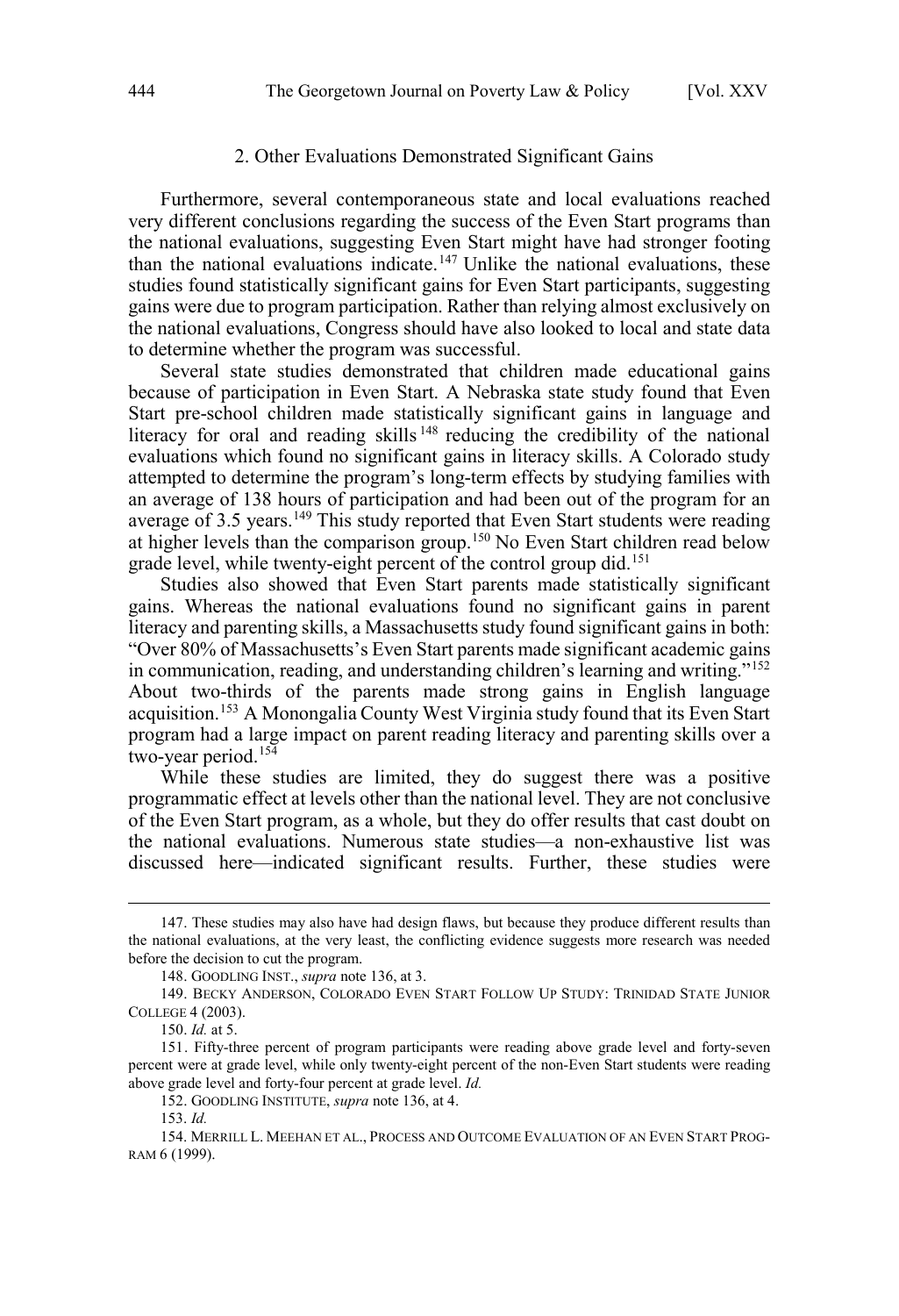### 2. Other Evaluations Demonstrated Significant Gains

Furthermore, several contemporaneous state and local evaluations reached very different conclusions regarding the success of the Even Start programs than the national evaluations, suggesting Even Start might have had stronger footing than the national evaluations indicate.[147] Unlike the national evaluations, these studies found statistically significant gains for Even Start participants, suggesting gains were due to program participation. Rather than relying almost exclusively on the national evaluations, Congress should have also looked to local and state data to determine whether the program was successful.

Several state studies demonstrated that children made educational gains because of participation in Even Start. A Nebraska state study found that Even Start pre-school children made statistically significant gains in language and literacy for oral and reading skills[148] reducing the credibility of the national evaluations which found no significant gains in literacy skills. A Colorado study attempted to determine the program's long-term effects by studying families with an average of 138 hours of participation and had been out of the program for an average of 3.5 years.[149] This study reported that Even Start students were reading at higher levels than the comparison group.[150] No Even Start children read below grade level, while twenty-eight percent of the control group did.[151]

Studies also showed that Even Start parents made statistically significant gains. Whereas the national evaluations found no significant gains in parent literacy and parenting skills, a Massachusetts study found significant gains in both: "Over 80% of Massachusetts's Even Start parents made significant academic gains in communication, reading, and understanding children's learning and writing."[152] About two-thirds of the parents made strong gains in English language acquisition.[153] A Monongalia County West Virginia study found that its Even Start program had a large impact on parent reading literacy and parenting skills over a two-year period.[154]

While these studies are limited, they do suggest there was a positive programmatic effect at levels other than the national level. They are not conclusive of the Even Start program, as a whole, but they do offer results that cast doubt on the national evaluations. Numerous state studies—a non-exhaustive list was discussed here—indicated significant results. Further, these studies were

---

147. These studies may also have had design flaws, but because they produce different results than the national evaluations, at the very least, the conflicting evidence suggests more research was needed before the decision to cut the program.

148. GOODLING INST., *supra* note 136, at 3.

149. BECKY ANDERSON, COLORADO EVEN START FOLLOW UP STUDY: TRINIDAD STATE JUNIOR COLLEGE 4 (2003).

150. *Id.* at 5.

151. Fifty-three percent of program participants were reading above grade level and forty-seven percent were at grade level, while only twenty-eight percent of the non-Even Start students were reading above grade level and forty-four percent at grade level. *Id.*

152. GOODLING INSTITUTE, *supra* note 136, at 4.

153. *Id.*

154. MERRILL L. MEEHAN ET AL., PROCESS AND OUTCOME EVALUATION OF AN EVEN START PROGRAM 6 (1999).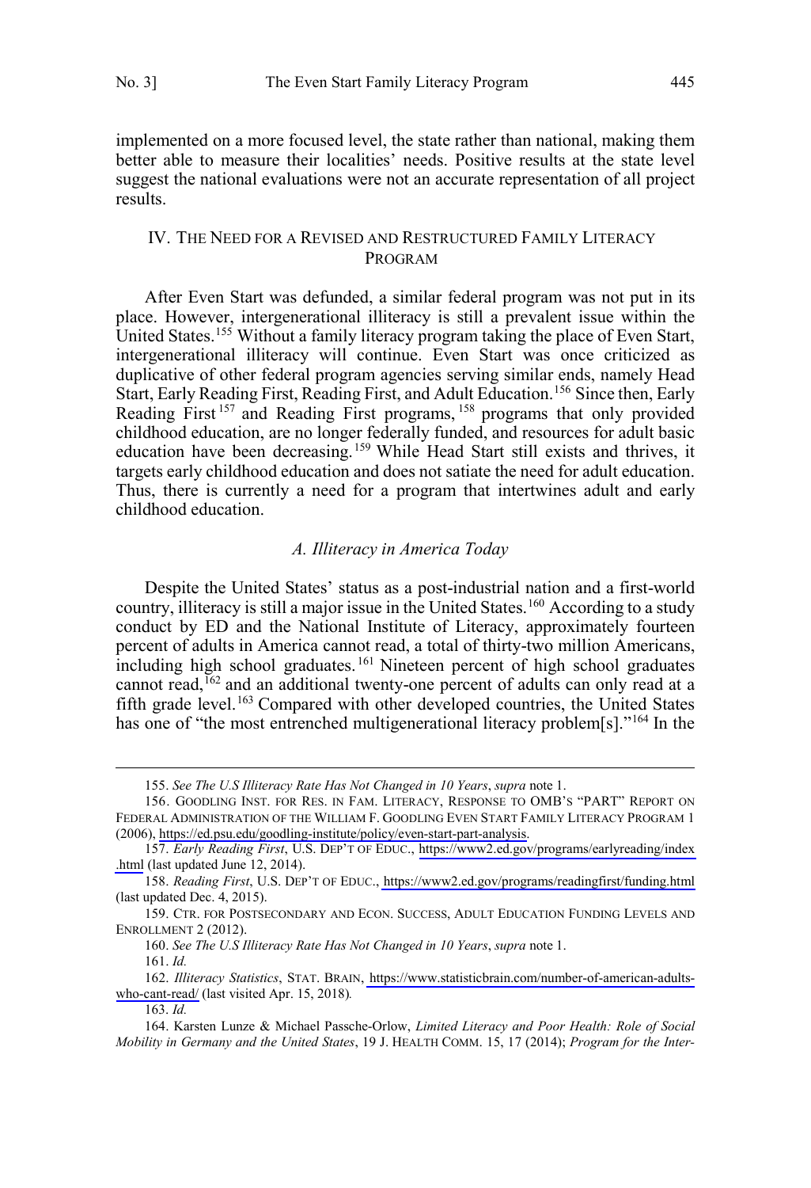implemented on a more focused level, the state rather than national, making them better able to measure their localities' needs. Positive results at the state level suggest the national evaluations were not an accurate representation of all project results.

## IV. The Need for a Revised and Restructured Family Literacy Program

After Even Start was defunded, a similar federal program was not put in its place. However, intergenerational illiteracy is still a prevalent issue within the United States.[155] Without a family literacy program taking the place of Even Start, intergenerational illiteracy will continue. Even Start was once criticized as duplicative of other federal program agencies serving similar ends, namely Head Start, Early Reading First, Reading First, and Adult Education.[156] Since then, Early Reading First[157] and Reading First programs,[158] programs that only provided childhood education, are no longer federally funded, and resources for adult basic education have been decreasing.[159] While Head Start still exists and thrives, it targets early childhood education and does not satiate the need for adult education. Thus, there is currently a need for a program that intertwines adult and early childhood education.

### *A. Illiteracy in America Today*

Despite the United States' status as a post-industrial nation and a first-world country, illiteracy is still a major issue in the United States.[160] According to a study conduct by ED and the National Institute of Literacy, approximately fourteen percent of adults in America cannot read, a total of thirty-two million Americans, including high school graduates.[161] Nineteen percent of high school graduates cannot read,[162] and an additional twenty-one percent of adults can only read at a fifth grade level.[163] Compared with other developed countries, the United States has one of "the most entrenched multigenerational literacy problem[s]."[164] In the

---

155. *See The U.S Illiteracy Rate Has Not Changed in 10 Years*, *supra* note 1.

156. GOODLING INST. FOR RES. IN FAM. LITERACY, RESPONSE TO OMB'S "PART" REPORT ON FEDERAL ADMINISTRATION OF THE WILLIAM F. GOODLING EVEN START FAMILY LITERACY PROGRAM 1 (2006), https://ed.psu.edu/goodling-institute/policy/even-start-part-analysis.

157. *Early Reading First*, U.S. DEP'T OF EDUC., https://www2.ed.gov/programs/earlyreading/index.html (last updated June 12, 2014).

158. *Reading First*, U.S. DEP'T OF EDUC., https://www2.ed.gov/programs/readingfirst/funding.html (last updated Dec. 4, 2015).

159. CTR. FOR POSTSECONDARY AND ECON. SUCCESS, ADULT EDUCATION FUNDING LEVELS AND ENROLLMENT 2 (2012).

160. *See The U.S Illiteracy Rate Has Not Changed in 10 Years*, *supra* note 1.

161. *Id.*

162. *Illiteracy Statistics*, STAT. BRAIN, https://www.statisticbrain.com/number-of-american-adults-who-cant-read/ (last visited Apr. 15, 2018).

163. *Id.*

164. Karsten Lunze & Michael Passche-Orlow, *Limited Literacy and Poor Health: Role of Social Mobility in Germany and the United States*, 19 J. HEALTH COMM. 15, 17 (2014); *Program for the Inter-*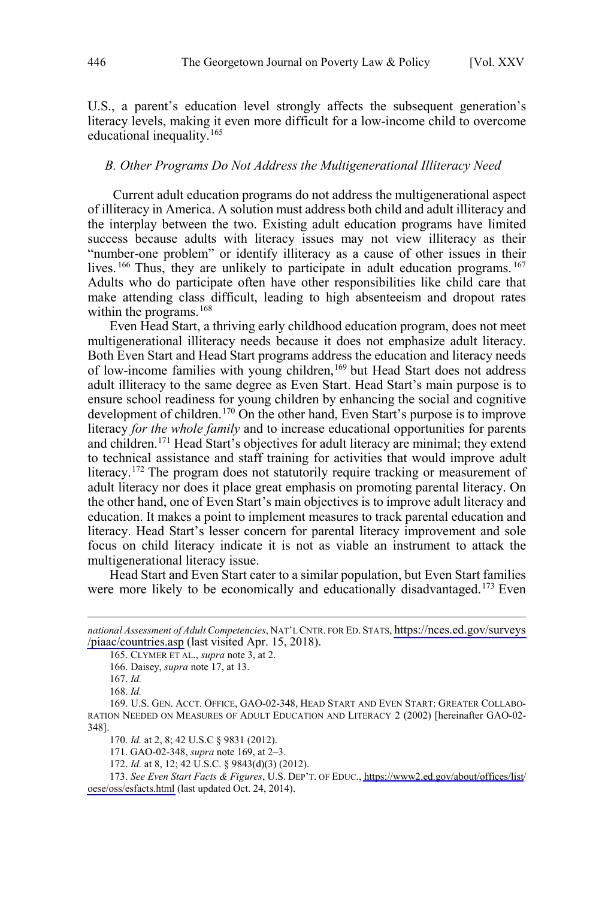U.S., a parent's education level strongly affects the subsequent generation's literacy levels, making it even more difficult for a low-income child to overcome educational inequality.[165]

### *B. Other Programs Do Not Address the Multigenerational Illiteracy Need*

Current adult education programs do not address the multigenerational aspect of illiteracy in America. A solution must address both child and adult illiteracy and the interplay between the two. Existing adult education programs have limited success because adults with literacy issues may not view illiteracy as their "number-one problem" or identify illiteracy as a cause of other issues in their lives.[166] Thus, they are unlikely to participate in adult education programs.[167] Adults who do participate often have other responsibilities like child care that make attending class difficult, leading to high absenteeism and dropout rates within the programs.[168]

Even Head Start, a thriving early childhood education program, does not meet multigenerational illiteracy needs because it does not emphasize adult literacy. Both Even Start and Head Start programs address the education and literacy needs of low-income families with young children,[169] but Head Start does not address adult illiteracy to the same degree as Even Start. Head Start's main purpose is to ensure school readiness for young children by enhancing the social and cognitive development of children.[170] On the other hand, Even Start's purpose is to improve literacy *for the whole family* and to increase educational opportunities for parents and children.[171] Head Start's objectives for adult literacy are minimal; they extend to technical assistance and staff training for activities that would improve adult literacy.[172] The program does not statutorily require tracking or measurement of adult literacy nor does it place great emphasis on promoting parental literacy. On the other hand, one of Even Start's main objectives is to improve adult literacy and education. It makes a point to implement measures to track parental education and literacy. Head Start's lesser concern for parental literacy improvement and sole focus on child literacy indicate it is not as viable an instrument to attack the multigenerational literacy issue.

Head Start and Even Start cater to a similar population, but Even Start families were more likely to be economically and educationally disadvantaged.[173] Even

---

*national Assessment of Adult Competencies*, NAT'L CNTR. FOR ED. STATS, https://nces.ed.gov/surveys/piaac/countries.asp (last visited Apr. 15, 2018).

165. CLYMER ET AL., *supra* note 3, at 2.

166. Daisey, *supra* note 17, at 13.

167. *Id.*

168. *Id.*

169. U.S. GEN. ACCT. OFFICE, GAO-02-348, HEAD START AND EVEN START: GREATER COLLABORATION NEEDED ON MEASURES OF ADULT EDUCATION AND LITERACY 2 (2002) [hereinafter GAO-02-348].

170. *Id.* at 2, 8; 42 U.S.C § 9831 (2012).

171. GAO-02-348, *supra* note 169, at 2–3.

172. *Id.* at 8, 12; 42 U.S.C. § 9843(d)(3) (2012).

173. *See Even Start Facts & Figures*, U.S. DEP'T. OF EDUC., https://www2.ed.gov/about/offices/list/oese/oss/esfacts.html (last updated Oct. 24, 2014).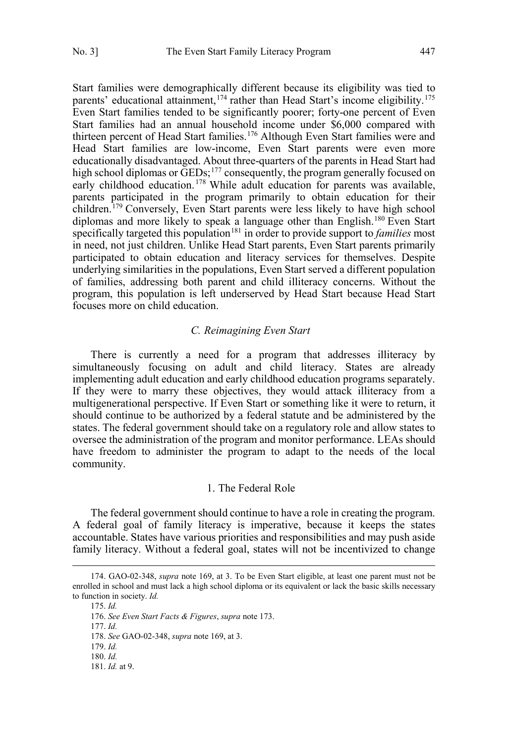Start families were demographically different because its eligibility was tied to parents' educational attainment,[174] rather than Head Start's income eligibility.[175] Even Start families tended to be significantly poorer; forty-one percent of Even Start families had an annual household income under $6,000 compared with thirteen percent of Head Start families.[176] Although Even Start families were and Head Start families are low-income, Even Start parents were even more educationally disadvantaged. About three-quarters of the parents in Head Start had high school diplomas or GEDs;[177] consequently, the program generally focused on early childhood education.[178] While adult education for parents was available, parents participated in the program primarily to obtain education for their children.[179] Conversely, Even Start parents were less likely to have high school diplomas and more likely to speak a language other than English.[180] Even Start specifically targeted this population[181] in order to provide support to *families* most in need, not just children. Unlike Head Start parents, Even Start parents primarily participated to obtain education and literacy services for themselves. Despite underlying similarities in the populations, Even Start served a different population of families, addressing both parent and child illiteracy concerns. Without the program, this population is left underserved by Head Start because Head Start focuses more on child education.

### *C. Reimagining Even Start*

There is currently a need for a program that addresses illiteracy by simultaneously focusing on adult and child literacy. States are already implementing adult education and early childhood education programs separately. If they were to marry these objectives, they would attack illiteracy from a multigenerational perspective. If Even Start or something like it were to return, it should continue to be authorized by a federal statute and be administered by the states. The federal government should take on a regulatory role and allow states to oversee the administration of the program and monitor performance. LEAs should have freedom to administer the program to adapt to the needs of the local community.

#### 1. The Federal Role

The federal government should continue to have a role in creating the program. A federal goal of family literacy is imperative, because it keeps the states accountable. States have various priorities and responsibilities and may push aside family literacy. Without a federal goal, states will not be incentivized to change

---

174. GAO-02-348, *supra* note 169, at 3. To be Even Start eligible, at least one parent must not be enrolled in school and must lack a high school diploma or its equivalent or lack the basic skills necessary to function in society. *Id.*

175. *Id.*

176. *See Even Start Facts & Figures*, *supra* note 173.

177. *Id.*

178. *See* GAO-02-348, *supra* note 169, at 3.

179. *Id.*

180. *Id.*

181. *Id.* at 9.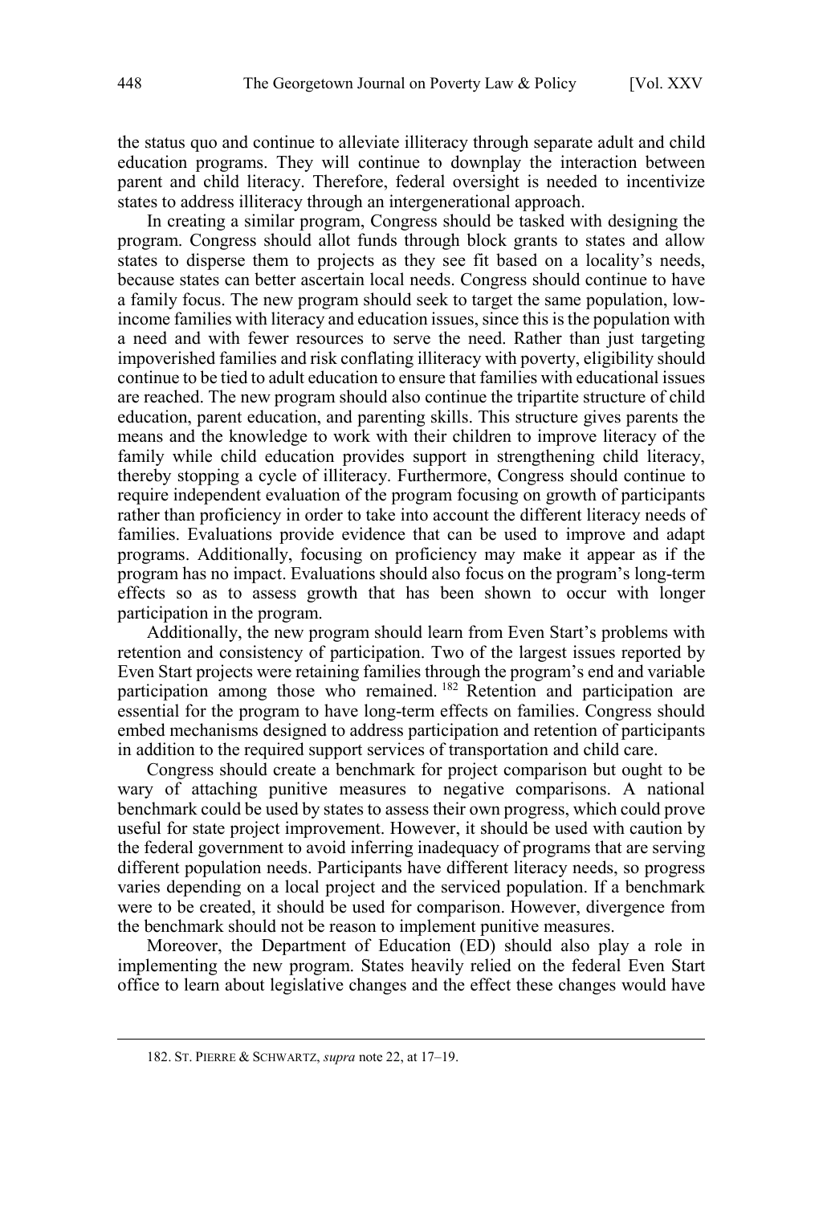the status quo and continue to alleviate illiteracy through separate adult and child education programs. They will continue to downplay the interaction between parent and child literacy. Therefore, federal oversight is needed to incentivize states to address illiteracy through an intergenerational approach.

In creating a similar program, Congress should be tasked with designing the program. Congress should allot funds through block grants to states and allow states to disperse them to projects as they see fit based on a locality's needs, because states can better ascertain local needs. Congress should continue to have a family focus. The new program should seek to target the same population, low-income families with literacy and education issues, since this is the population with a need and with fewer resources to serve the need. Rather than just targeting impoverished families and risk conflating illiteracy with poverty, eligibility should continue to be tied to adult education to ensure that families with educational issues are reached. The new program should also continue the tripartite structure of child education, parent education, and parenting skills. This structure gives parents the means and the knowledge to work with their children to improve literacy of the family while child education provides support in strengthening child literacy, thereby stopping a cycle of illiteracy. Furthermore, Congress should continue to require independent evaluation of the program focusing on growth of participants rather than proficiency in order to take into account the different literacy needs of families. Evaluations provide evidence that can be used to improve and adapt programs. Additionally, focusing on proficiency may make it appear as if the program has no impact. Evaluations should also focus on the program's long-term effects so as to assess growth that has been shown to occur with longer participation in the program.

Additionally, the new program should learn from Even Start's problems with retention and consistency of participation. Two of the largest issues reported by Even Start projects were retaining families through the program's end and variable participation among those who remained.[182] Retention and participation are essential for the program to have long-term effects on families. Congress should embed mechanisms designed to address participation and retention of participants in addition to the required support services of transportation and child care.

Congress should create a benchmark for project comparison but ought to be wary of attaching punitive measures to negative comparisons. A national benchmark could be used by states to assess their own progress, which could prove useful for state project improvement. However, it should be used with caution by the federal government to avoid inferring inadequacy of programs that are serving different population needs. Participants have different literacy needs, so progress varies depending on a local project and the serviced population. If a benchmark were to be created, it should be used for comparison. However, divergence from the benchmark should not be reason to implement punitive measures.

Moreover, the Department of Education (ED) should also play a role in implementing the new program. States heavily relied on the federal Even Start office to learn about legislative changes and the effect these changes would have

182. ST. PIERRE & SCHWARTZ, *supra* note 22, at 17–19.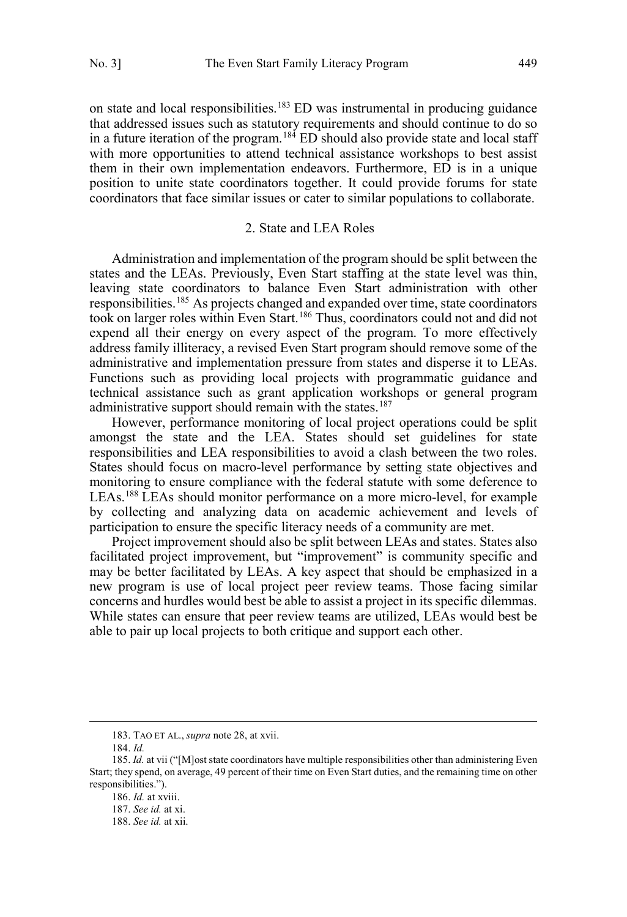on state and local responsibilities.[183] ED was instrumental in producing guidance that addressed issues such as statutory requirements and should continue to do so in a future iteration of the program.[184] ED should also provide state and local staff with more opportunities to attend technical assistance workshops to best assist them in their own implementation endeavors. Furthermore, ED is in a unique position to unite state coordinators together. It could provide forums for state coordinators that face similar issues or cater to similar populations to collaborate.

### 2. State and LEA Roles

Administration and implementation of the program should be split between the states and the LEAs. Previously, Even Start staffing at the state level was thin, leaving state coordinators to balance Even Start administration with other responsibilities.[185] As projects changed and expanded over time, state coordinators took on larger roles within Even Start.[186] Thus, coordinators could not and did not expend all their energy on every aspect of the program. To more effectively address family illiteracy, a revised Even Start program should remove some of the administrative and implementation pressure from states and disperse it to LEAs. Functions such as providing local projects with programmatic guidance and technical assistance such as grant application workshops or general program administrative support should remain with the states.[187]

However, performance monitoring of local project operations could be split amongst the state and the LEA. States should set guidelines for state responsibilities and LEA responsibilities to avoid a clash between the two roles. States should focus on macro-level performance by setting state objectives and monitoring to ensure compliance with the federal statute with some deference to LEAs.[188] LEAs should monitor performance on a more micro-level, for example by collecting and analyzing data on academic achievement and levels of participation to ensure the specific literacy needs of a community are met.

Project improvement should also be split between LEAs and states. States also facilitated project improvement, but "improvement" is community specific and may be better facilitated by LEAs. A key aspect that should be emphasized in a new program is use of local project peer review teams. Those facing similar concerns and hurdles would best be able to assist a project in its specific dilemmas. While states can ensure that peer review teams are utilized, LEAs would best be able to pair up local projects to both critique and support each other.

---

183. TAO ET AL., *supra* note 28, at xvii.

184. *Id.*

185. *Id.* at vii ("[M]ost state coordinators have multiple responsibilities other than administering Even Start; they spend, on average, 49 percent of their time on Even Start duties, and the remaining time on other responsibilities.").

186. *Id.* at xviii.

187. *See id.* at xi.

188. *See id.* at xii.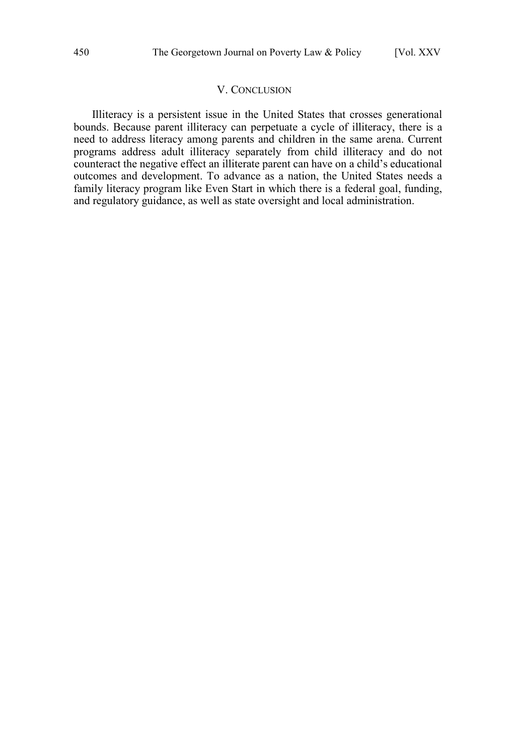## V. Conclusion

Illiteracy is a persistent issue in the United States that crosses generational bounds. Because parent illiteracy can perpetuate a cycle of illiteracy, there is a need to address literacy among parents and children in the same arena. Current programs address adult illiteracy separately from child illiteracy and do not counteract the negative effect an illiterate parent can have on a child's educational outcomes and development. To advance as a nation, the United States needs a family literacy program like Even Start in which there is a federal goal, funding, and regulatory guidance, as well as state oversight and local administration.